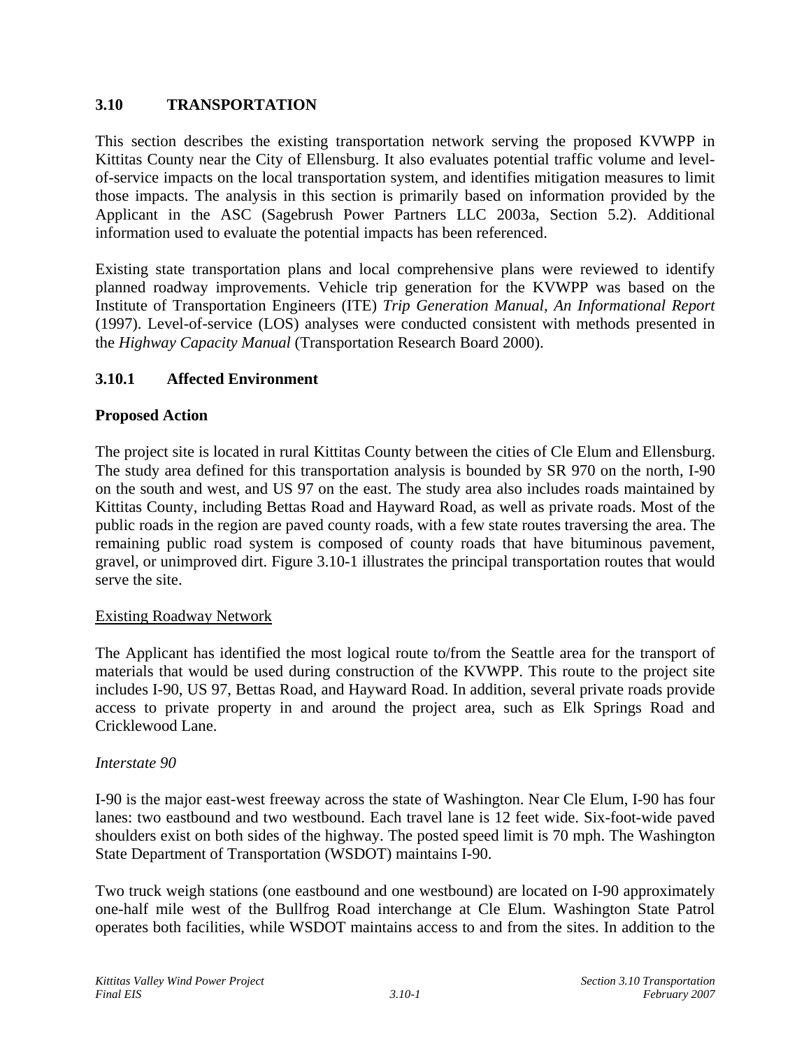## 3.10 TRANSPORTATION

This section describes the existing transportation network serving the proposed KVWPP in Kittitas County near the City of Ellensburg. It also evaluates potential traffic volume and level-of-service impacts on the local transportation system, and identifies mitigation measures to limit those impacts. The analysis in this section is primarily based on information provided by the Applicant in the ASC (Sagebrush Power Partners LLC 2003a, Section 5.2). Additional information used to evaluate the potential impacts has been referenced.

Existing state transportation plans and local comprehensive plans were reviewed to identify planned roadway improvements. Vehicle trip generation for the KVWPP was based on the Institute of Transportation Engineers (ITE) *Trip Generation Manual, An Informational Report* (1997). Level-of-service (LOS) analyses were conducted consistent with methods presented in the *Highway Capacity Manual* (Transportation Research Board 2000).

### 3.10.1 Affected Environment

#### Proposed Action

The project site is located in rural Kittitas County between the cities of Cle Elum and Ellensburg. The study area defined for this transportation analysis is bounded by SR 970 on the north, I-90 on the south and west, and US 97 on the east. The study area also includes roads maintained by Kittitas County, including Bettas Road and Hayward Road, as well as private roads. Most of the public roads in the region are paved county roads, with a few state routes traversing the area. The remaining public road system is composed of county roads that have bituminous pavement, gravel, or unimproved dirt. Figure 3.10-1 illustrates the principal transportation routes that would serve the site.

<u>Existing Roadway Network</u>

The Applicant has identified the most logical route to/from the Seattle area for the transport of materials that would be used during construction of the KVWPP. This route to the project site includes I-90, US 97, Bettas Road, and Hayward Road. In addition, several private roads provide access to private property in and around the project area, such as Elk Springs Road and Cricklewood Lane.

*Interstate 90*

I-90 is the major east-west freeway across the state of Washington. Near Cle Elum, I-90 has four lanes: two eastbound and two westbound. Each travel lane is 12 feet wide. Six-foot-wide paved shoulders exist on both sides of the highway. The posted speed limit is 70 mph. The Washington State Department of Transportation (WSDOT) maintains I-90.

Two truck weigh stations (one eastbound and one westbound) are located on I-90 approximately one-half mile west of the Bullfrog Road interchange at Cle Elum. Washington State Patrol operates both facilities, while WSDOT maintains access to and from the sites. In addition to the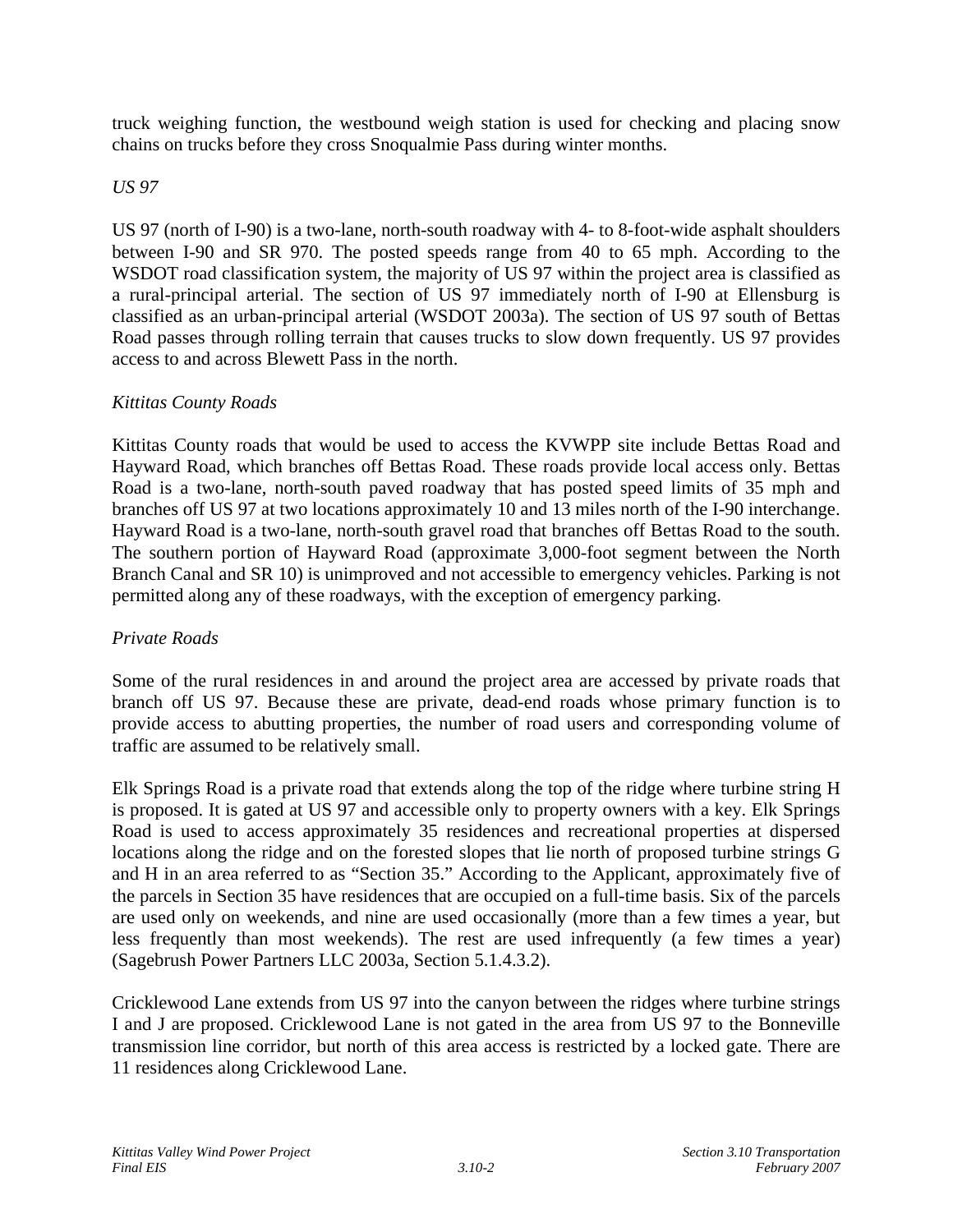truck weighing function, the westbound weigh station is used for checking and placing snow chains on trucks before they cross Snoqualmie Pass during winter months.

*US 97*

US 97 (north of I-90) is a two-lane, north-south roadway with 4- to 8-foot-wide asphalt shoulders between I-90 and SR 970. The posted speeds range from 40 to 65 mph. According to the WSDOT road classification system, the majority of US 97 within the project area is classified as a rural-principal arterial. The section of US 97 immediately north of I-90 at Ellensburg is classified as an urban-principal arterial (WSDOT 2003a). The section of US 97 south of Bettas Road passes through rolling terrain that causes trucks to slow down frequently. US 97 provides access to and across Blewett Pass in the north.

*Kittitas County Roads*

Kittitas County roads that would be used to access the KVWPP site include Bettas Road and Hayward Road, which branches off Bettas Road. These roads provide local access only. Bettas Road is a two-lane, north-south paved roadway that has posted speed limits of 35 mph and branches off US 97 at two locations approximately 10 and 13 miles north of the I-90 interchange. Hayward Road is a two-lane, north-south gravel road that branches off Bettas Road to the south. The southern portion of Hayward Road (approximate 3,000-foot segment between the North Branch Canal and SR 10) is unimproved and not accessible to emergency vehicles. Parking is not permitted along any of these roadways, with the exception of emergency parking.

*Private Roads*

Some of the rural residences in and around the project area are accessed by private roads that branch off US 97. Because these are private, dead-end roads whose primary function is to provide access to abutting properties, the number of road users and corresponding volume of traffic are assumed to be relatively small.

Elk Springs Road is a private road that extends along the top of the ridge where turbine string H is proposed. It is gated at US 97 and accessible only to property owners with a key. Elk Springs Road is used to access approximately 35 residences and recreational properties at dispersed locations along the ridge and on the forested slopes that lie north of proposed turbine strings G and H in an area referred to as "Section 35." According to the Applicant, approximately five of the parcels in Section 35 have residences that are occupied on a full-time basis. Six of the parcels are used only on weekends, and nine are used occasionally (more than a few times a year, but less frequently than most weekends). The rest are used infrequently (a few times a year) (Sagebrush Power Partners LLC 2003a, Section 5.1.4.3.2).

Cricklewood Lane extends from US 97 into the canyon between the ridges where turbine strings I and J are proposed. Cricklewood Lane is not gated in the area from US 97 to the Bonneville transmission line corridor, but north of this area access is restricted by a locked gate. There are 11 residences along Cricklewood Lane.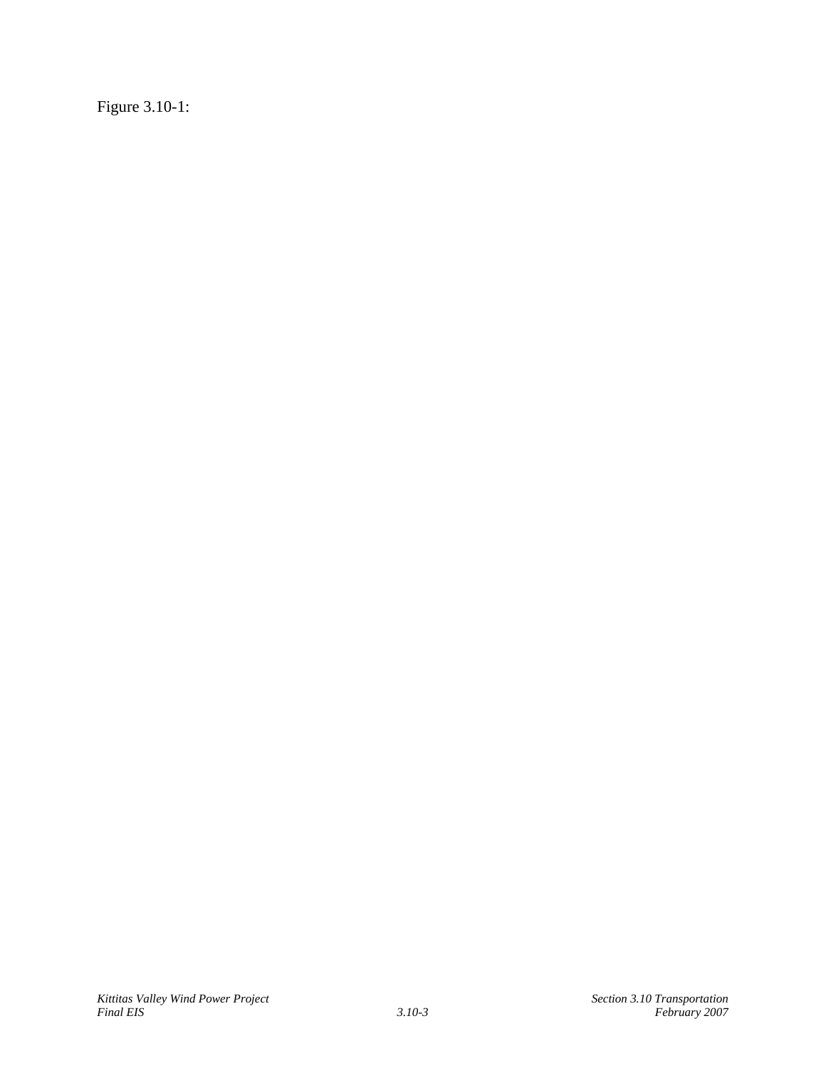Figure 3.10-1: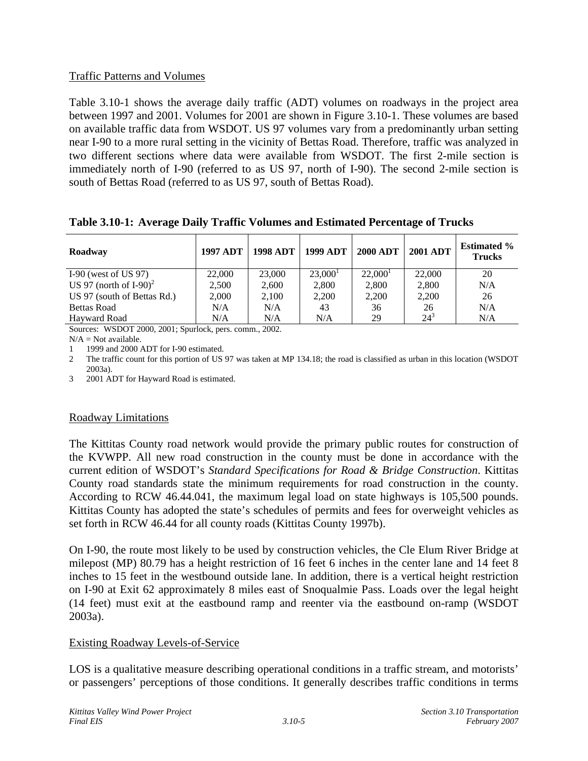Traffic Patterns and Volumes

Table 3.10-1 shows the average daily traffic (ADT) volumes on roadways in the project area between 1997 and 2001. Volumes for 2001 are shown in Figure 3.10-1. These volumes are based on available traffic data from WSDOT. US 97 volumes vary from a predominantly urban setting near I-90 to a more rural setting in the vicinity of Bettas Road. Therefore, traffic was analyzed in two different sections where data were available from WSDOT. The first 2-mile section is immediately north of I-90 (referred to as US 97, north of I-90). The second 2-mile section is south of Bettas Road (referred to as US 97, south of Bettas Road).

**Table 3.10-1: Average Daily Traffic Volumes and Estimated Percentage of Trucks**

| Roadway | 1997 ADT | 1998 ADT | 1999 ADT | 2000 ADT | 2001 ADT | Estimated % Trucks |
|---|---|---|---|---|---|---|
| I-90 (west of US 97) | 22,000 | 23,000 | 23,000[1] | 22,000[1] | 22,000 | 20 |
| US 97 (north of I-90)[2] | 2,500 | 2,600 | 2,800 | 2,800 | 2,800 | N/A |
| US 97 (south of Bettas Rd.) | 2,000 | 2,100 | 2,200 | 2,200 | 2,200 | 26 |
| Bettas Road | N/A | N/A | 43 | 36 | 26 | N/A |
| Hayward Road | N/A | N/A | N/A | 29 | 24[3] | N/A |

Sources: WSDOT 2000, 2001; Spurlock, pers. comm., 2002.

N/A = Not available.

1 1999 and 2000 ADT for I-90 estimated.

2 The traffic count for this portion of US 97 was taken at MP 134.18; the road is classified as urban in this location (WSDOT 2003a).

3 2001 ADT for Hayward Road is estimated.

Roadway Limitations

The Kittitas County road network would provide the primary public routes for construction of the KVWPP. All new road construction in the county must be done in accordance with the current edition of WSDOT's *Standard Specifications for Road & Bridge Construction*. Kittitas County road standards state the minimum requirements for road construction in the county. According to RCW 46.44.041, the maximum legal load on state highways is 105,500 pounds. Kittitas County has adopted the state's schedules of permits and fees for overweight vehicles as set forth in RCW 46.44 for all county roads (Kittitas County 1997b).

On I-90, the route most likely to be used by construction vehicles, the Cle Elum River Bridge at milepost (MP) 80.79 has a height restriction of 16 feet 6 inches in the center lane and 14 feet 8 inches to 15 feet in the westbound outside lane. In addition, there is a vertical height restriction on I-90 at Exit 62 approximately 8 miles east of Snoqualmie Pass. Loads over the legal height (14 feet) must exit at the eastbound ramp and reenter via the eastbound on-ramp (WSDOT 2003a).

Existing Roadway Levels-of-Service

LOS is a qualitative measure describing operational conditions in a traffic stream, and motorists' or passengers' perceptions of those conditions. It generally describes traffic conditions in terms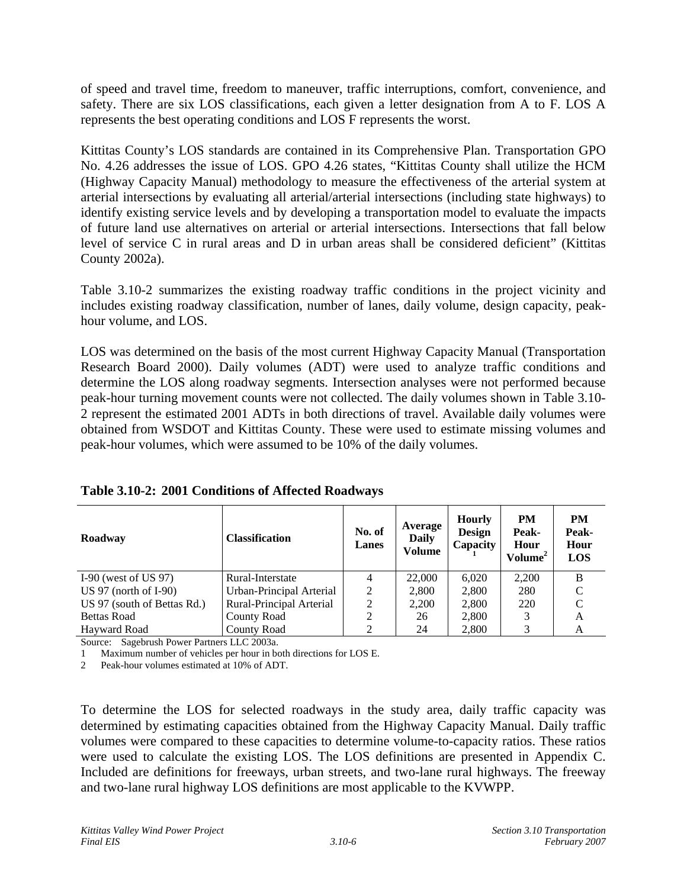of speed and travel time, freedom to maneuver, traffic interruptions, comfort, convenience, and safety. There are six LOS classifications, each given a letter designation from A to F. LOS A represents the best operating conditions and LOS F represents the worst.

Kittitas County's LOS standards are contained in its Comprehensive Plan. Transportation GPO No. 4.26 addresses the issue of LOS. GPO 4.26 states, "Kittitas County shall utilize the HCM (Highway Capacity Manual) methodology to measure the effectiveness of the arterial system at arterial intersections by evaluating all arterial/arterial intersections (including state highways) to identify existing service levels and by developing a transportation model to evaluate the impacts of future land use alternatives on arterial or arterial intersections. Intersections that fall below level of service C in rural areas and D in urban areas shall be considered deficient" (Kittitas County 2002a).

Table 3.10-2 summarizes the existing roadway traffic conditions in the project vicinity and includes existing roadway classification, number of lanes, daily volume, design capacity, peak-hour volume, and LOS.

LOS was determined on the basis of the most current Highway Capacity Manual (Transportation Research Board 2000). Daily volumes (ADT) were used to analyze traffic conditions and determine the LOS along roadway segments. Intersection analyses were not performed because peak-hour turning movement counts were not collected. The daily volumes shown in Table 3.10-2 represent the estimated 2001 ADTs in both directions of travel. Available daily volumes were obtained from WSDOT and Kittitas County. These were used to estimate missing volumes and peak-hour volumes, which were assumed to be 10% of the daily volumes.

**Table 3.10-2: 2001 Conditions of Affected Roadways**

| Roadway | Classification | No. of Lanes | Average Daily Volume | Hourly Design Capacity[1] | PM Peak-Hour Volume[2] | PM Peak-Hour LOS |
|---|---|---|---|---|---|---|
| I-90 (west of US 97) | Rural-Interstate | 4 | 22,000 | 6,020 | 2,200 | B |
| US 97 (north of I-90) | Urban-Principal Arterial | 2 | 2,800 | 2,800 | 280 | C |
| US 97 (south of Bettas Rd.) | Rural-Principal Arterial | 2 | 2,200 | 2,800 | 220 | C |
| Bettas Road | County Road | 2 | 26 | 2,800 | 3 | A |
| Hayward Road | County Road | 2 | 24 | 2,800 | 3 | A |

Source: Sagebrush Power Partners LLC 2003a.

1 Maximum number of vehicles per hour in both directions for LOS E.

2 Peak-hour volumes estimated at 10% of ADT.

To determine the LOS for selected roadways in the study area, daily traffic capacity was determined by estimating capacities obtained from the Highway Capacity Manual. Daily traffic volumes were compared to these capacities to determine volume-to-capacity ratios. These ratios were used to calculate the existing LOS. The LOS definitions are presented in Appendix C. Included are definitions for freeways, urban streets, and two-lane rural highways. The freeway and two-lane rural highway LOS definitions are most applicable to the KVWPP.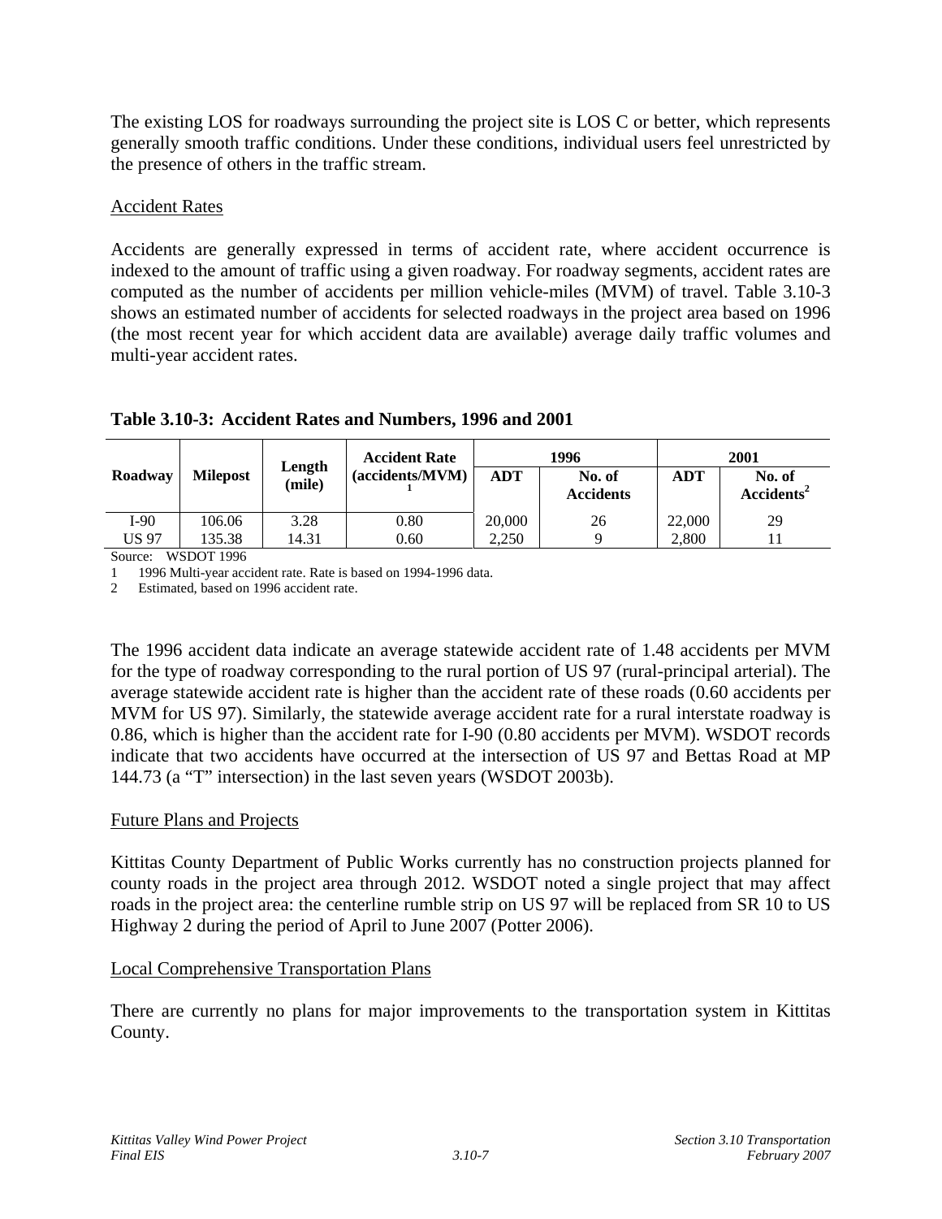The existing LOS for roadways surrounding the project site is LOS C or better, which represents generally smooth traffic conditions. Under these conditions, individual users feel unrestricted by the presence of others in the traffic stream.

### Accident Rates

Accidents are generally expressed in terms of accident rate, where accident occurrence is indexed to the amount of traffic using a given roadway. For roadway segments, accident rates are computed as the number of accidents per million vehicle-miles (MVM) of travel. Table 3.10-3 shows an estimated number of accidents for selected roadways in the project area based on 1996 (the most recent year for which accident data are available) average daily traffic volumes and multi-year accident rates.

**Table 3.10-3: Accident Rates and Numbers, 1996 and 2001**

| Roadway | Milepost | Length (mile) | Accident Rate (accidents/MVM)[1] | 1996 | | 2001 | |
|---|---|---|---|---|---|---|---|
| | | | | ADT | No. of Accidents | ADT | No. of Accidents[2] |
| I-90 | 106.06 | 3.28 | 0.80 | 20,000 | 26 | 22,000 | 29 |
| US 97 | 135.38 | 14.31 | 0.60 | 2,250 | 9 | 2,800 | 11 |

Source: WSDOT 1996

1 1996 Multi-year accident rate. Rate is based on 1994-1996 data.

2 Estimated, based on 1996 accident rate.

The 1996 accident data indicate an average statewide accident rate of 1.48 accidents per MVM for the type of roadway corresponding to the rural portion of US 97 (rural-principal arterial). The average statewide accident rate is higher than the accident rate of these roads (0.60 accidents per MVM for US 97). Similarly, the statewide average accident rate for a rural interstate roadway is 0.86, which is higher than the accident rate for I-90 (0.80 accidents per MVM). WSDOT records indicate that two accidents have occurred at the intersection of US 97 and Bettas Road at MP 144.73 (a "T" intersection) in the last seven years (WSDOT 2003b).

### Future Plans and Projects

Kittitas County Department of Public Works currently has no construction projects planned for county roads in the project area through 2012. WSDOT noted a single project that may affect roads in the project area: the centerline rumble strip on US 97 will be replaced from SR 10 to US Highway 2 during the period of April to June 2007 (Potter 2006).

### Local Comprehensive Transportation Plans

There are currently no plans for major improvements to the transportation system in Kittitas County.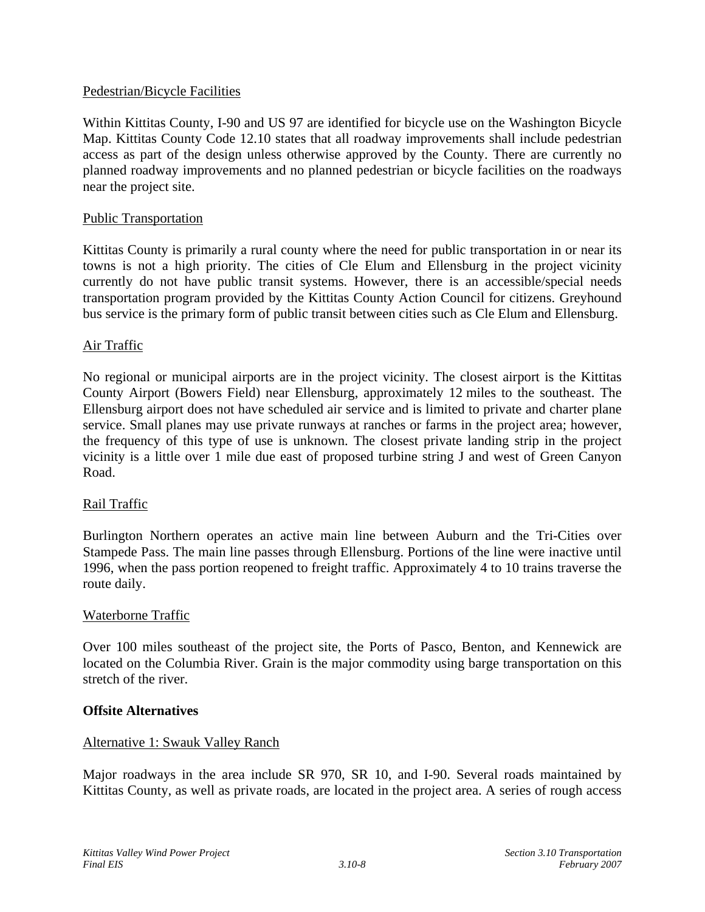Pedestrian/Bicycle Facilities

Within Kittitas County, I-90 and US 97 are identified for bicycle use on the Washington Bicycle Map. Kittitas County Code 12.10 states that all roadway improvements shall include pedestrian access as part of the design unless otherwise approved by the County. There are currently no planned roadway improvements and no planned pedestrian or bicycle facilities on the roadways near the project site.

Public Transportation

Kittitas County is primarily a rural county where the need for public transportation in or near its towns is not a high priority. The cities of Cle Elum and Ellensburg in the project vicinity currently do not have public transit systems. However, there is an accessible/special needs transportation program provided by the Kittitas County Action Council for citizens. Greyhound bus service is the primary form of public transit between cities such as Cle Elum and Ellensburg.

Air Traffic

No regional or municipal airports are in the project vicinity. The closest airport is the Kittitas County Airport (Bowers Field) near Ellensburg, approximately 12 miles to the southeast. The Ellensburg airport does not have scheduled air service and is limited to private and charter plane service. Small planes may use private runways at ranches or farms in the project area; however, the frequency of this type of use is unknown. The closest private landing strip in the project vicinity is a little over 1 mile due east of proposed turbine string J and west of Green Canyon Road.

Rail Traffic

Burlington Northern operates an active main line between Auburn and the Tri-Cities over Stampede Pass. The main line passes through Ellensburg. Portions of the line were inactive until 1996, when the pass portion reopened to freight traffic. Approximately 4 to 10 trains traverse the route daily.

Waterborne Traffic

Over 100 miles southeast of the project site, the Ports of Pasco, Benton, and Kennewick are located on the Columbia River. Grain is the major commodity using barge transportation on this stretch of the river.

**Offsite Alternatives**

Alternative 1: Swauk Valley Ranch

Major roadways in the area include SR 970, SR 10, and I-90. Several roads maintained by Kittitas County, as well as private roads, are located in the project area. A series of rough access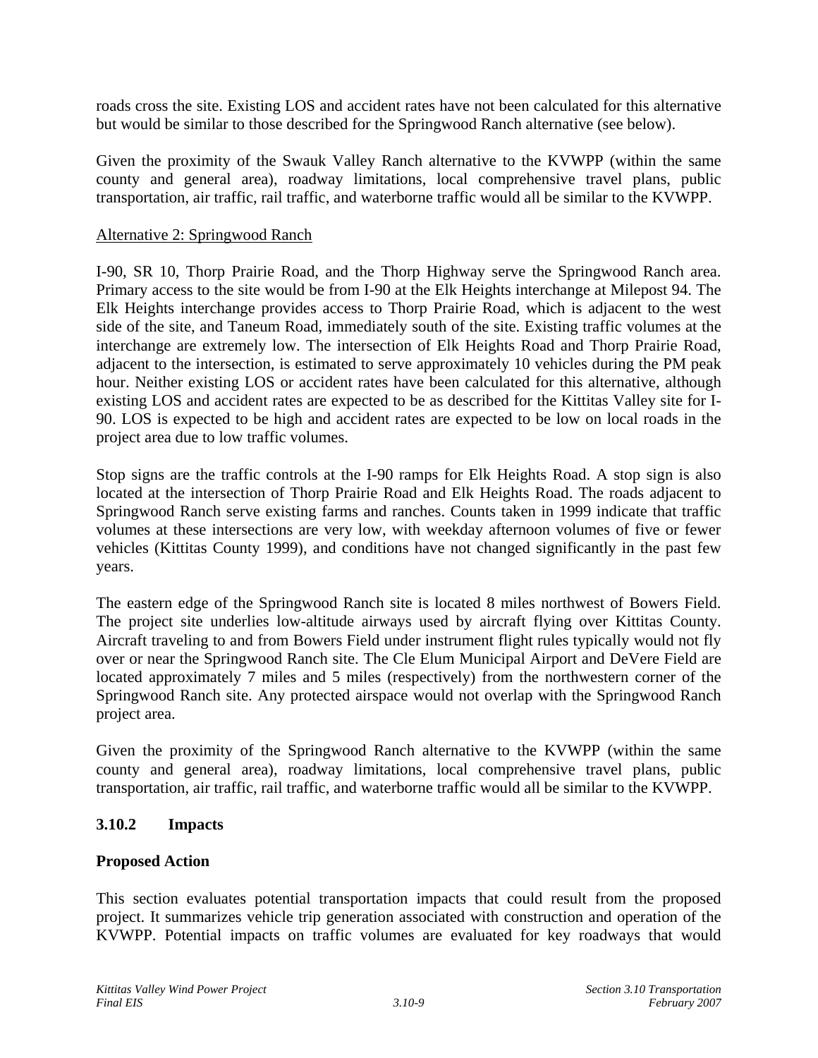roads cross the site. Existing LOS and accident rates have not been calculated for this alternative but would be similar to those described for the Springwood Ranch alternative (see below).

Given the proximity of the Swauk Valley Ranch alternative to the KVWPP (within the same county and general area), roadway limitations, local comprehensive travel plans, public transportation, air traffic, rail traffic, and waterborne traffic would all be similar to the KVWPP.

Alternative 2: Springwood Ranch

I-90, SR 10, Thorp Prairie Road, and the Thorp Highway serve the Springwood Ranch area. Primary access to the site would be from I-90 at the Elk Heights interchange at Milepost 94. The Elk Heights interchange provides access to Thorp Prairie Road, which is adjacent to the west side of the site, and Taneum Road, immediately south of the site. Existing traffic volumes at the interchange are extremely low. The intersection of Elk Heights Road and Thorp Prairie Road, adjacent to the intersection, is estimated to serve approximately 10 vehicles during the PM peak hour. Neither existing LOS or accident rates have been calculated for this alternative, although existing LOS and accident rates are expected to be as described for the Kittitas Valley site for I-90. LOS is expected to be high and accident rates are expected to be low on local roads in the project area due to low traffic volumes.

Stop signs are the traffic controls at the I-90 ramps for Elk Heights Road. A stop sign is also located at the intersection of Thorp Prairie Road and Elk Heights Road. The roads adjacent to Springwood Ranch serve existing farms and ranches. Counts taken in 1999 indicate that traffic volumes at these intersections are very low, with weekday afternoon volumes of five or fewer vehicles (Kittitas County 1999), and conditions have not changed significantly in the past few years.

The eastern edge of the Springwood Ranch site is located 8 miles northwest of Bowers Field. The project site underlies low-altitude airways used by aircraft flying over Kittitas County. Aircraft traveling to and from Bowers Field under instrument flight rules typically would not fly over or near the Springwood Ranch site. The Cle Elum Municipal Airport and DeVere Field are located approximately 7 miles and 5 miles (respectively) from the northwestern corner of the Springwood Ranch site. Any protected airspace would not overlap with the Springwood Ranch project area.

Given the proximity of the Springwood Ranch alternative to the KVWPP (within the same county and general area), roadway limitations, local comprehensive travel plans, public transportation, air traffic, rail traffic, and waterborne traffic would all be similar to the KVWPP.

### 3.10.2 Impacts

**Proposed Action**

This section evaluates potential transportation impacts that could result from the proposed project. It summarizes vehicle trip generation associated with construction and operation of the KVWPP. Potential impacts on traffic volumes are evaluated for key roadways that would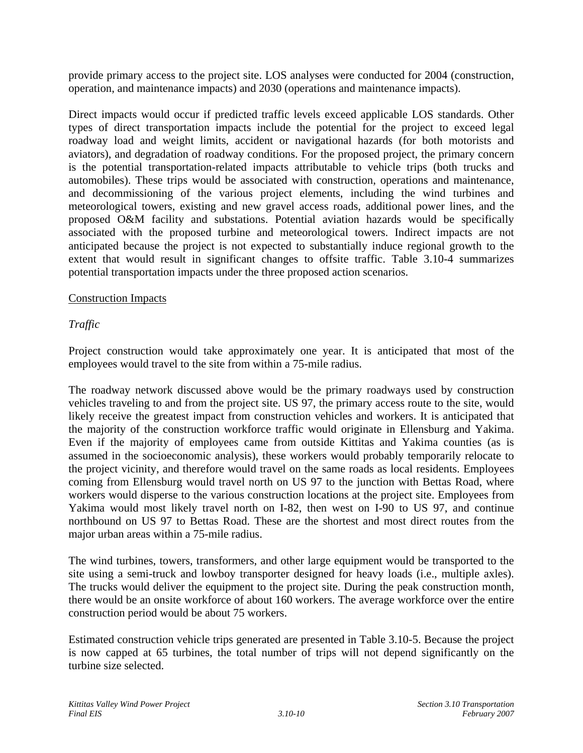provide primary access to the project site. LOS analyses were conducted for 2004 (construction, operation, and maintenance impacts) and 2030 (operations and maintenance impacts).

Direct impacts would occur if predicted traffic levels exceed applicable LOS standards. Other types of direct transportation impacts include the potential for the project to exceed legal roadway load and weight limits, accident or navigational hazards (for both motorists and aviators), and degradation of roadway conditions. For the proposed project, the primary concern is the potential transportation-related impacts attributable to vehicle trips (both trucks and automobiles). These trips would be associated with construction, operations and maintenance, and decommissioning of the various project elements, including the wind turbines and meteorological towers, existing and new gravel access roads, additional power lines, and the proposed O&M facility and substations. Potential aviation hazards would be specifically associated with the proposed turbine and meteorological towers. Indirect impacts are not anticipated because the project is not expected to substantially induce regional growth to the extent that would result in significant changes to offsite traffic. Table 3.10-4 summarizes potential transportation impacts under the three proposed action scenarios.

<u>Construction Impacts</u>

*Traffic*

Project construction would take approximately one year. It is anticipated that most of the employees would travel to the site from within a 75-mile radius.

The roadway network discussed above would be the primary roadways used by construction vehicles traveling to and from the project site. US 97, the primary access route to the site, would likely receive the greatest impact from construction vehicles and workers. It is anticipated that the majority of the construction workforce traffic would originate in Ellensburg and Yakima. Even if the majority of employees came from outside Kittitas and Yakima counties (as is assumed in the socioeconomic analysis), these workers would probably temporarily relocate to the project vicinity, and therefore would travel on the same roads as local residents. Employees coming from Ellensburg would travel north on US 97 to the junction with Bettas Road, where workers would disperse to the various construction locations at the project site. Employees from Yakima would most likely travel north on I-82, then west on I-90 to US 97, and continue northbound on US 97 to Bettas Road. These are the shortest and most direct routes from the major urban areas within a 75-mile radius.

The wind turbines, towers, transformers, and other large equipment would be transported to the site using a semi-truck and lowboy transporter designed for heavy loads (i.e., multiple axles). The trucks would deliver the equipment to the project site. During the peak construction month, there would be an onsite workforce of about 160 workers. The average workforce over the entire construction period would be about 75 workers.

Estimated construction vehicle trips generated are presented in Table 3.10-5. Because the project is now capped at 65 turbines, the total number of trips will not depend significantly on the turbine size selected.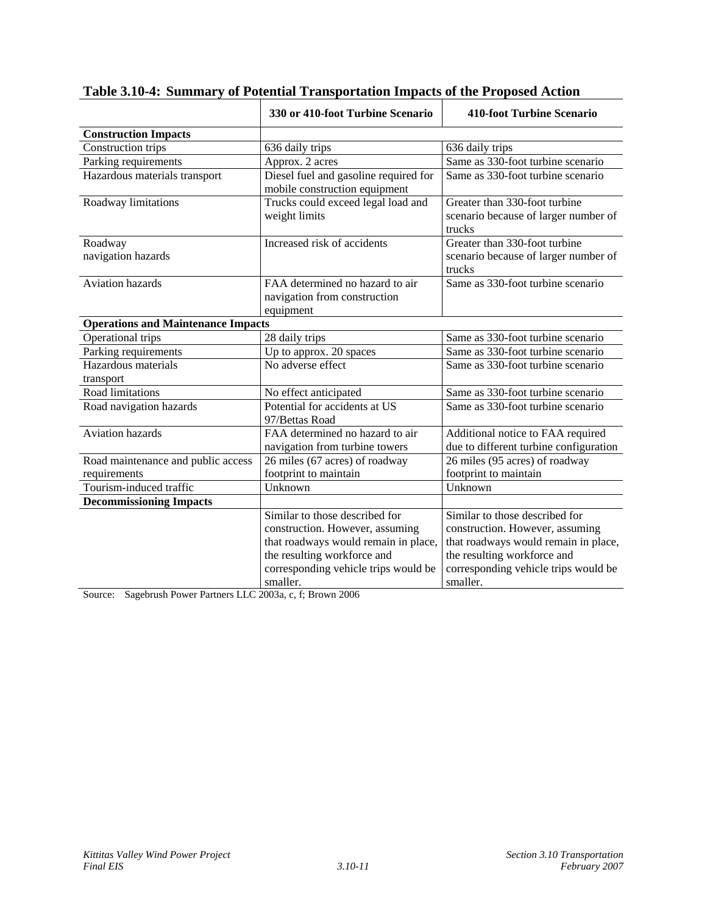**Table 3.10-4: Summary of Potential Transportation Impacts of the Proposed Action**

| | 330 or 410-foot Turbine Scenario | 410-foot Turbine Scenario |
|---|---|---|
| **Construction Impacts** | | |
| Construction trips | 636 daily trips | 636 daily trips |
| Parking requirements | Approx. 2 acres | Same as 330-foot turbine scenario |
| Hazardous materials transport | Diesel fuel and gasoline required for mobile construction equipment | Same as 330-foot turbine scenario |
| Roadway limitations | Trucks could exceed legal load and weight limits | Greater than 330-foot turbine scenario because of larger number of trucks |
| Roadway navigation hazards | Increased risk of accidents | Greater than 330-foot turbine scenario because of larger number of trucks |
| Aviation hazards | FAA determined no hazard to air navigation from construction equipment | Same as 330-foot turbine scenario |
| **Operations and Maintenance Impacts** | | |
| Operational trips | 28 daily trips | Same as 330-foot turbine scenario |
| Parking requirements | Up to approx. 20 spaces | Same as 330-foot turbine scenario |
| Hazardous materials transport | No adverse effect | Same as 330-foot turbine scenario |
| Road limitations | No effect anticipated | Same as 330-foot turbine scenario |
| Road navigation hazards | Potential for accidents at US 97/Bettas Road | Same as 330-foot turbine scenario |
| Aviation hazards | FAA determined no hazard to air navigation from turbine towers | Additional notice to FAA required due to different turbine configuration |
| Road maintenance and public access requirements | 26 miles (67 acres) of roadway footprint to maintain | 26 miles (95 acres) of roadway footprint to maintain |
| Tourism-induced traffic | Unknown | Unknown |
| **Decommissioning Impacts** | | |
| | Similar to those described for construction. However, assuming that roadways would remain in place, the resulting workforce and corresponding vehicle trips would be smaller. | Similar to those described for construction. However, assuming that roadways would remain in place, the resulting workforce and corresponding vehicle trips would be smaller. |

Source: Sagebrush Power Partners LLC 2003a, c, f; Brown 2006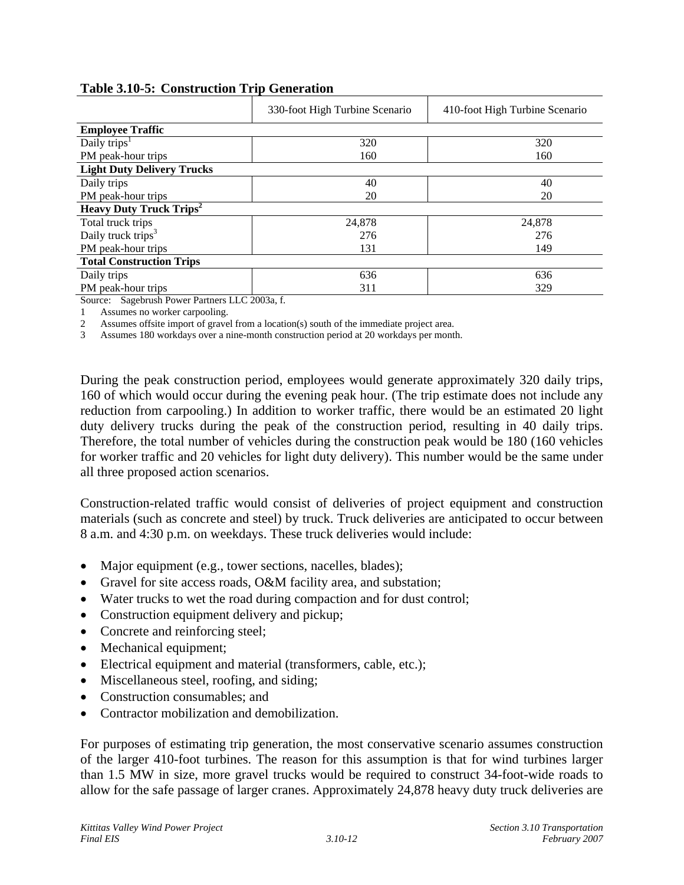**Table 3.10-5: Construction Trip Generation**

| | 330-foot High Turbine Scenario | 410-foot High Turbine Scenario |
|---|---|---|
| **Employee Traffic** | | |
| Daily trips[1] | 320 | 320 |
| PM peak-hour trips | 160 | 160 |
| **Light Duty Delivery Trucks** | | |
| Daily trips | 40 | 40 |
| PM peak-hour trips | 20 | 20 |
| **Heavy Duty Truck Trips[2]** | | |
| Total truck trips | 24,878 | 24,878 |
| Daily truck trips[3] | 276 | 276 |
| PM peak-hour trips | 131 | 149 |
| **Total Construction Trips** | | |
| Daily trips | 636 | 636 |
| PM peak-hour trips | 311 | 329 |

Source: Sagebrush Power Partners LLC 2003a, f.

1 Assumes no worker carpooling.

2 Assumes offsite import of gravel from a location(s) south of the immediate project area.

3 Assumes 180 workdays over a nine-month construction period at 20 workdays per month.

During the peak construction period, employees would generate approximately 320 daily trips, 160 of which would occur during the evening peak hour. (The trip estimate does not include any reduction from carpooling.) In addition to worker traffic, there would be an estimated 20 light duty delivery trucks during the peak of the construction period, resulting in 40 daily trips. Therefore, the total number of vehicles during the construction peak would be 180 (160 vehicles for worker traffic and 20 vehicles for light duty delivery). This number would be the same under all three proposed action scenarios.

Construction-related traffic would consist of deliveries of project equipment and construction materials (such as concrete and steel) by truck. Truck deliveries are anticipated to occur between 8 a.m. and 4:30 p.m. on weekdays. These truck deliveries would include:

- Major equipment (e.g., tower sections, nacelles, blades);
- Gravel for site access roads, O&M facility area, and substation;
- Water trucks to wet the road during compaction and for dust control;
- Construction equipment delivery and pickup;
- Concrete and reinforcing steel;
- Mechanical equipment;
- Electrical equipment and material (transformers, cable, etc.);
- Miscellaneous steel, roofing, and siding;
- Construction consumables; and
- Contractor mobilization and demobilization.

For purposes of estimating trip generation, the most conservative scenario assumes construction of the larger 410-foot turbines. The reason for this assumption is that for wind turbines larger than 1.5 MW in size, more gravel trucks would be required to construct 34-foot-wide roads to allow for the safe passage of larger cranes. Approximately 24,878 heavy duty truck deliveries are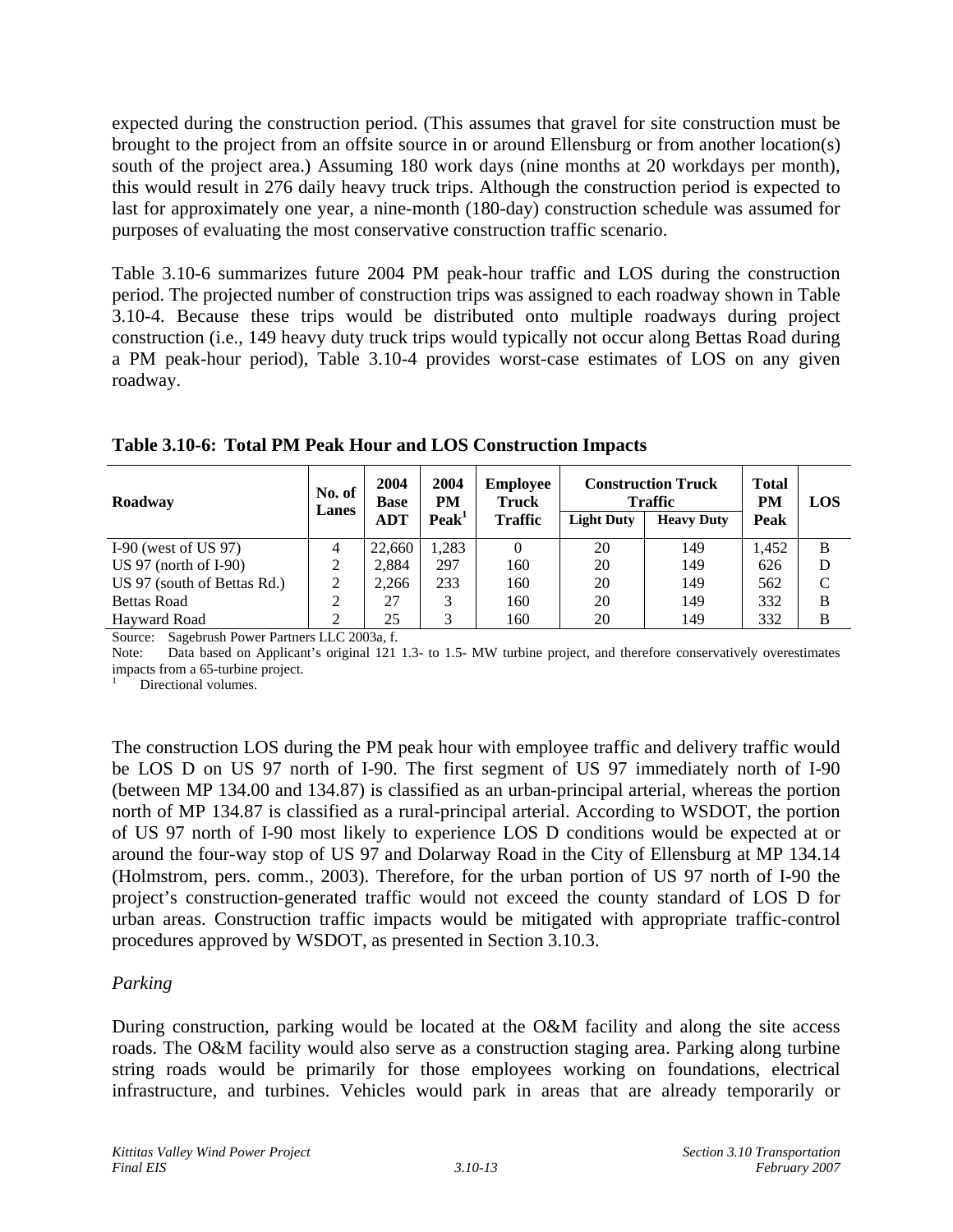expected during the construction period. (This assumes that gravel for site construction must be brought to the project from an offsite source in or around Ellensburg or from another location(s) south of the project area.) Assuming 180 work days (nine months at 20 workdays per month), this would result in 276 daily heavy truck trips. Although the construction period is expected to last for approximately one year, a nine-month (180-day) construction schedule was assumed for purposes of evaluating the most conservative construction traffic scenario.

Table 3.10-6 summarizes future 2004 PM peak-hour traffic and LOS during the construction period. The projected number of construction trips was assigned to each roadway shown in Table 3.10-4. Because these trips would be distributed onto multiple roadways during project construction (i.e., 149 heavy duty truck trips would typically not occur along Bettas Road during a PM peak-hour period), Table 3.10-4 provides worst-case estimates of LOS on any given roadway.

**Table 3.10-6: Total PM Peak Hour and LOS Construction Impacts**

| Roadway | No. of Lanes | 2004 Base ADT | 2004 PM Peak[1] | Employee Truck Traffic | Construction Truck Traffic | | Total PM Peak | LOS |
|---|---|---|---|---|---|---|---|---|
| | | | | | Light Duty | Heavy Duty | | |
| I-90 (west of US 97) | 4 | 22,660 | 1,283 | 0 | 20 | 149 | 1,452 | B |
| US 97 (north of I-90) | 2 | 2,884 | 297 | 160 | 20 | 149 | 626 | D |
| US 97 (south of Bettas Rd.) | 2 | 2,266 | 233 | 160 | 20 | 149 | 562 | C |
| Bettas Road | 2 | 27 | 3 | 160 | 20 | 149 | 332 | B |
| Hayward Road | 2 | 25 | 3 | 160 | 20 | 149 | 332 | B |

Source: Sagebrush Power Partners LLC 2003a, f.
Note: Data based on Applicant's original 121 1.3- to 1.5- MW turbine project, and therefore conservatively overestimates impacts from a 65-turbine project.
[1] Directional volumes.

The construction LOS during the PM peak hour with employee traffic and delivery traffic would be LOS D on US 97 north of I-90. The first segment of US 97 immediately north of I-90 (between MP 134.00 and 134.87) is classified as an urban-principal arterial, whereas the portion north of MP 134.87 is classified as a rural-principal arterial. According to WSDOT, the portion of US 97 north of I-90 most likely to experience LOS D conditions would be expected at or around the four-way stop of US 97 and Dolarway Road in the City of Ellensburg at MP 134.14 (Holmstrom, pers. comm., 2003). Therefore, for the urban portion of US 97 north of I-90 the project's construction-generated traffic would not exceed the county standard of LOS D for urban areas. Construction traffic impacts would be mitigated with appropriate traffic-control procedures approved by WSDOT, as presented in Section 3.10.3.

*Parking*

During construction, parking would be located at the O&M facility and along the site access roads. The O&M facility would also serve as a construction staging area. Parking along turbine string roads would be primarily for those employees working on foundations, electrical infrastructure, and turbines. Vehicles would park in areas that are already temporarily or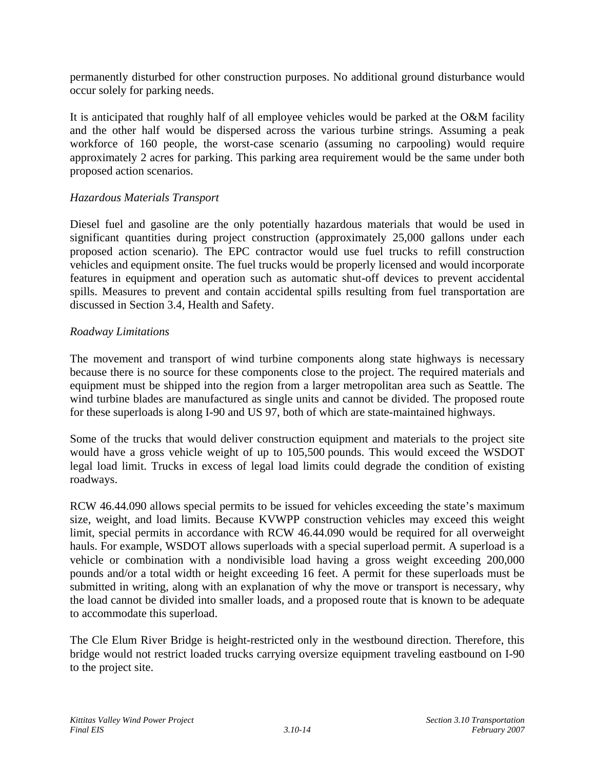permanently disturbed for other construction purposes. No additional ground disturbance would occur solely for parking needs.

It is anticipated that roughly half of all employee vehicles would be parked at the O&M facility and the other half would be dispersed across the various turbine strings. Assuming a peak workforce of 160 people, the worst-case scenario (assuming no carpooling) would require approximately 2 acres for parking. This parking area requirement would be the same under both proposed action scenarios.

*Hazardous Materials Transport*

Diesel fuel and gasoline are the only potentially hazardous materials that would be used in significant quantities during project construction (approximately 25,000 gallons under each proposed action scenario). The EPC contractor would use fuel trucks to refill construction vehicles and equipment onsite. The fuel trucks would be properly licensed and would incorporate features in equipment and operation such as automatic shut-off devices to prevent accidental spills. Measures to prevent and contain accidental spills resulting from fuel transportation are discussed in Section 3.4, Health and Safety.

*Roadway Limitations*

The movement and transport of wind turbine components along state highways is necessary because there is no source for these components close to the project. The required materials and equipment must be shipped into the region from a larger metropolitan area such as Seattle. The wind turbine blades are manufactured as single units and cannot be divided. The proposed route for these superloads is along I-90 and US 97, both of which are state-maintained highways.

Some of the trucks that would deliver construction equipment and materials to the project site would have a gross vehicle weight of up to 105,500 pounds. This would exceed the WSDOT legal load limit. Trucks in excess of legal load limits could degrade the condition of existing roadways.

RCW 46.44.090 allows special permits to be issued for vehicles exceeding the state's maximum size, weight, and load limits. Because KVWPP construction vehicles may exceed this weight limit, special permits in accordance with RCW 46.44.090 would be required for all overweight hauls. For example, WSDOT allows superloads with a special superload permit. A superload is a vehicle or combination with a nondivisible load having a gross weight exceeding 200,000 pounds and/or a total width or height exceeding 16 feet. A permit for these superloads must be submitted in writing, along with an explanation of why the move or transport is necessary, why the load cannot be divided into smaller loads, and a proposed route that is known to be adequate to accommodate this superload.

The Cle Elum River Bridge is height-restricted only in the westbound direction. Therefore, this bridge would not restrict loaded trucks carrying oversize equipment traveling eastbound on I-90 to the project site.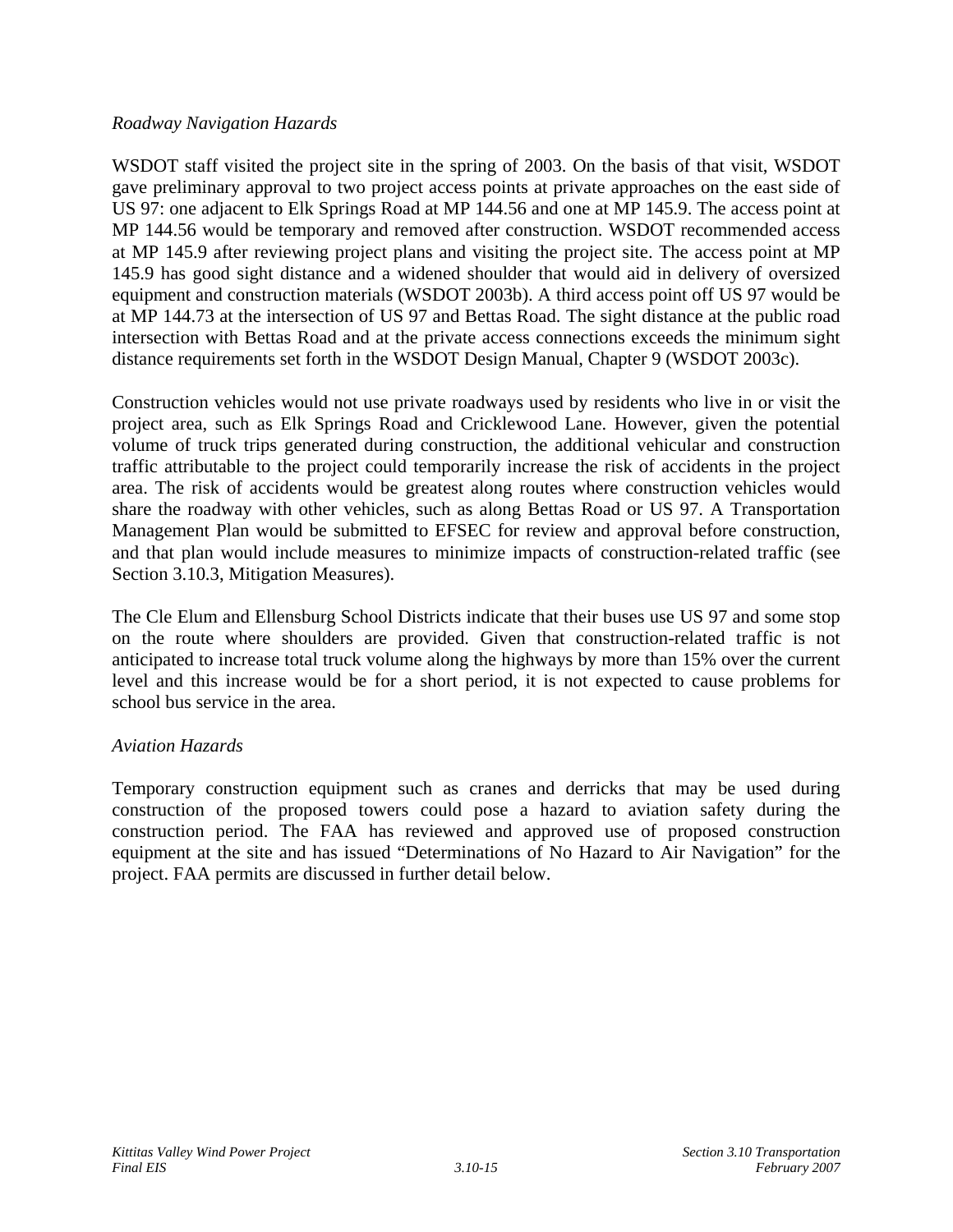*Roadway Navigation Hazards*

WSDOT staff visited the project site in the spring of 2003. On the basis of that visit, WSDOT gave preliminary approval to two project access points at private approaches on the east side of US 97: one adjacent to Elk Springs Road at MP 144.56 and one at MP 145.9. The access point at MP 144.56 would be temporary and removed after construction. WSDOT recommended access at MP 145.9 after reviewing project plans and visiting the project site. The access point at MP 145.9 has good sight distance and a widened shoulder that would aid in delivery of oversized equipment and construction materials (WSDOT 2003b). A third access point off US 97 would be at MP 144.73 at the intersection of US 97 and Bettas Road. The sight distance at the public road intersection with Bettas Road and at the private access connections exceeds the minimum sight distance requirements set forth in the WSDOT Design Manual, Chapter 9 (WSDOT 2003c).

Construction vehicles would not use private roadways used by residents who live in or visit the project area, such as Elk Springs Road and Cricklewood Lane. However, given the potential volume of truck trips generated during construction, the additional vehicular and construction traffic attributable to the project could temporarily increase the risk of accidents in the project area. The risk of accidents would be greatest along routes where construction vehicles would share the roadway with other vehicles, such as along Bettas Road or US 97. A Transportation Management Plan would be submitted to EFSEC for review and approval before construction, and that plan would include measures to minimize impacts of construction-related traffic (see Section 3.10.3, Mitigation Measures).

The Cle Elum and Ellensburg School Districts indicate that their buses use US 97 and some stop on the route where shoulders are provided. Given that construction-related traffic is not anticipated to increase total truck volume along the highways by more than 15% over the current level and this increase would be for a short period, it is not expected to cause problems for school bus service in the area.

*Aviation Hazards*

Temporary construction equipment such as cranes and derricks that may be used during construction of the proposed towers could pose a hazard to aviation safety during the construction period. The FAA has reviewed and approved use of proposed construction equipment at the site and has issued "Determinations of No Hazard to Air Navigation" for the project. FAA permits are discussed in further detail below.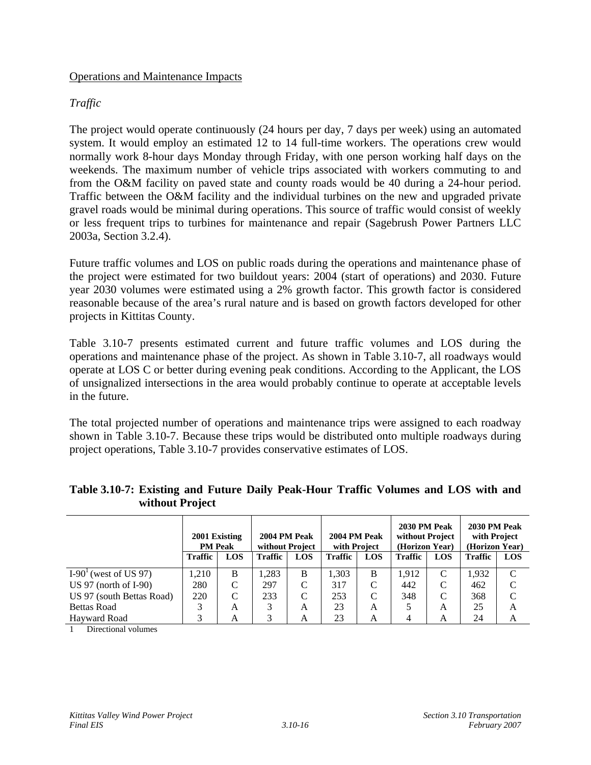Operations and Maintenance Impacts

*Traffic*

The project would operate continuously (24 hours per day, 7 days per week) using an automated system. It would employ an estimated 12 to 14 full-time workers. The operations crew would normally work 8-hour days Monday through Friday, with one person working half days on the weekends. The maximum number of vehicle trips associated with workers commuting to and from the O&M facility on paved state and county roads would be 40 during a 24-hour period. Traffic between the O&M facility and the individual turbines on the new and upgraded private gravel roads would be minimal during operations. This source of traffic would consist of weekly or less frequent trips to turbines for maintenance and repair (Sagebrush Power Partners LLC 2003a, Section 3.2.4).

Future traffic volumes and LOS on public roads during the operations and maintenance phase of the project were estimated for two buildout years: 2004 (start of operations) and 2030. Future year 2030 volumes were estimated using a 2% growth factor. This growth factor is considered reasonable because of the area's rural nature and is based on growth factors developed for other projects in Kittitas County.

Table 3.10-7 presents estimated current and future traffic volumes and LOS during the operations and maintenance phase of the project. As shown in Table 3.10-7, all roadways would operate at LOS C or better during evening peak conditions. According to the Applicant, the LOS of unsignalized intersections in the area would probably continue to operate at acceptable levels in the future.

The total projected number of operations and maintenance trips were assigned to each roadway shown in Table 3.10-7. Because these trips would be distributed onto multiple roadways during project operations, Table 3.10-7 provides conservative estimates of LOS.

**Table 3.10-7: Existing and Future Daily Peak-Hour Traffic Volumes and LOS with and without Project**

| | 2001 Existing PM Peak | | 2004 PM Peak without Project | | 2004 PM Peak with Project | | 2030 PM Peak without Project (Horizon Year) | | 2030 PM Peak with Project (Horizon Year) | |
|---|---|---|---|---|---|---|---|---|---|---|
| | **Traffic** | **LOS** | **Traffic** | **LOS** | **Traffic** | **LOS** | **Traffic** | **LOS** | **Traffic** | **LOS** |
| I-90[1] (west of US 97) | 1,210 | B | 1,283 | B | 1,303 | B | 1,912 | C | 1,932 | C |
| US 97 (north of I-90) | 280 | C | 297 | C | 317 | C | 442 | C | 462 | C |
| US 97 (south Bettas Road) | 220 | C | 233 | C | 253 | C | 348 | C | 368 | C |
| Bettas Road | 3 | A | 3 | A | 23 | A | 5 | A | 25 | A |
| Hayward Road | 3 | A | 3 | A | 23 | A | 4 | A | 24 | A |

1 Directional volumes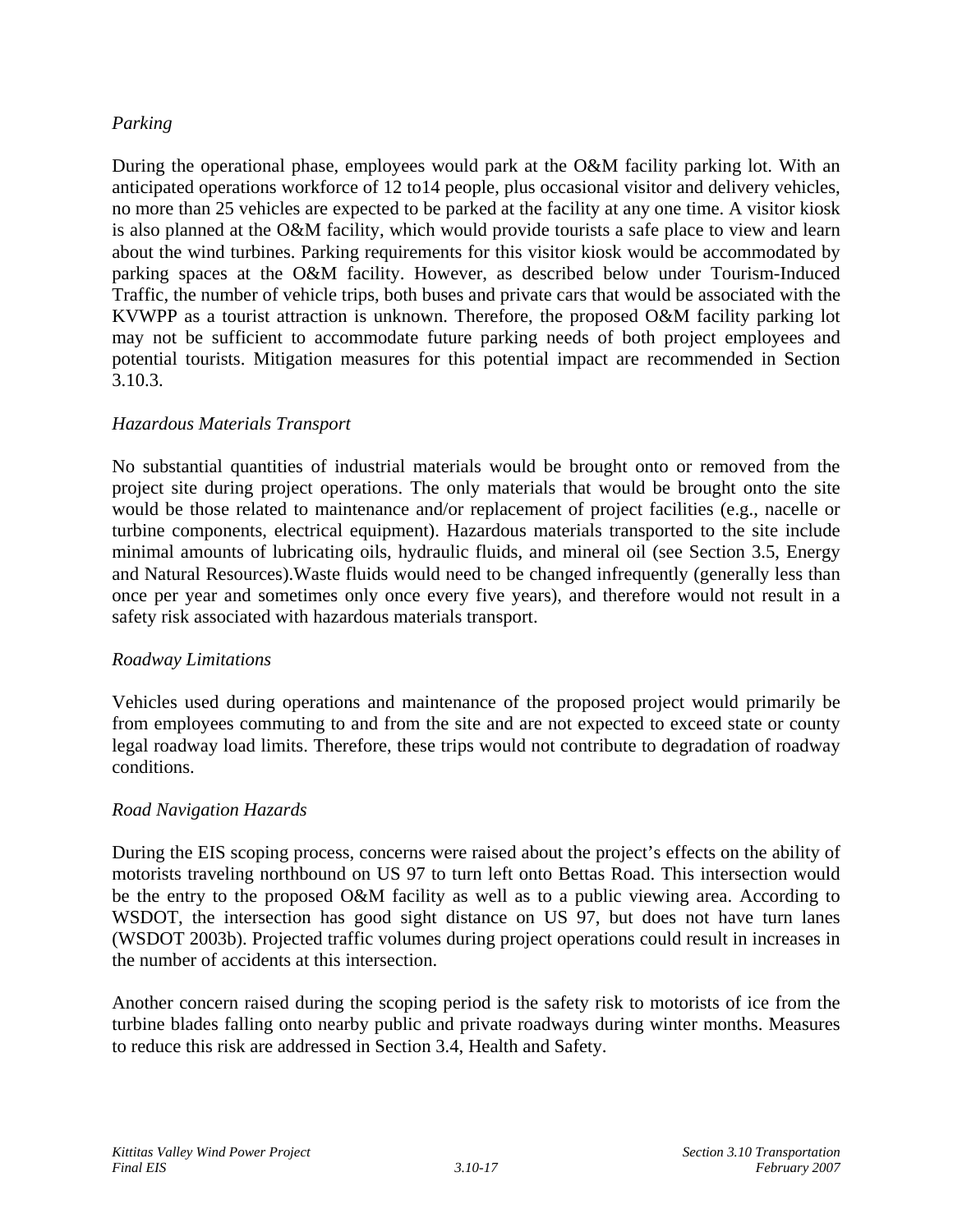*Parking*

During the operational phase, employees would park at the O&M facility parking lot. With an anticipated operations workforce of 12 to14 people, plus occasional visitor and delivery vehicles, no more than 25 vehicles are expected to be parked at the facility at any one time. A visitor kiosk is also planned at the O&M facility, which would provide tourists a safe place to view and learn about the wind turbines. Parking requirements for this visitor kiosk would be accommodated by parking spaces at the O&M facility. However, as described below under Tourism-Induced Traffic, the number of vehicle trips, both buses and private cars that would be associated with the KVWPP as a tourist attraction is unknown. Therefore, the proposed O&M facility parking lot may not be sufficient to accommodate future parking needs of both project employees and potential tourists. Mitigation measures for this potential impact are recommended in Section 3.10.3.

*Hazardous Materials Transport*

No substantial quantities of industrial materials would be brought onto or removed from the project site during project operations. The only materials that would be brought onto the site would be those related to maintenance and/or replacement of project facilities (e.g., nacelle or turbine components, electrical equipment). Hazardous materials transported to the site include minimal amounts of lubricating oils, hydraulic fluids, and mineral oil (see Section 3.5, Energy and Natural Resources).Waste fluids would need to be changed infrequently (generally less than once per year and sometimes only once every five years), and therefore would not result in a safety risk associated with hazardous materials transport.

*Roadway Limitations*

Vehicles used during operations and maintenance of the proposed project would primarily be from employees commuting to and from the site and are not expected to exceed state or county legal roadway load limits. Therefore, these trips would not contribute to degradation of roadway conditions.

*Road Navigation Hazards*

During the EIS scoping process, concerns were raised about the project's effects on the ability of motorists traveling northbound on US 97 to turn left onto Bettas Road. This intersection would be the entry to the proposed O&M facility as well as to a public viewing area. According to WSDOT, the intersection has good sight distance on US 97, but does not have turn lanes (WSDOT 2003b). Projected traffic volumes during project operations could result in increases in the number of accidents at this intersection.

Another concern raised during the scoping period is the safety risk to motorists of ice from the turbine blades falling onto nearby public and private roadways during winter months. Measures to reduce this risk are addressed in Section 3.4, Health and Safety.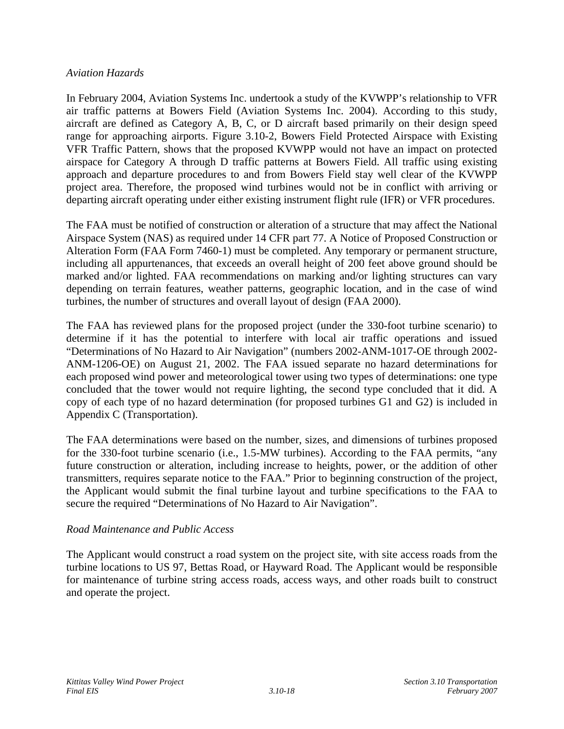*Aviation Hazards*

In February 2004, Aviation Systems Inc. undertook a study of the KVWPP's relationship to VFR air traffic patterns at Bowers Field (Aviation Systems Inc. 2004). According to this study, aircraft are defined as Category A, B, C, or D aircraft based primarily on their design speed range for approaching airports. Figure 3.10-2, Bowers Field Protected Airspace with Existing VFR Traffic Pattern, shows that the proposed KVWPP would not have an impact on protected airspace for Category A through D traffic patterns at Bowers Field. All traffic using existing approach and departure procedures to and from Bowers Field stay well clear of the KVWPP project area. Therefore, the proposed wind turbines would not be in conflict with arriving or departing aircraft operating under either existing instrument flight rule (IFR) or VFR procedures.

The FAA must be notified of construction or alteration of a structure that may affect the National Airspace System (NAS) as required under 14 CFR part 77. A Notice of Proposed Construction or Alteration Form (FAA Form 7460-1) must be completed. Any temporary or permanent structure, including all appurtenances, that exceeds an overall height of 200 feet above ground should be marked and/or lighted. FAA recommendations on marking and/or lighting structures can vary depending on terrain features, weather patterns, geographic location, and in the case of wind turbines, the number of structures and overall layout of design (FAA 2000).

The FAA has reviewed plans for the proposed project (under the 330-foot turbine scenario) to determine if it has the potential to interfere with local air traffic operations and issued "Determinations of No Hazard to Air Navigation" (numbers 2002-ANM-1017-OE through 2002-ANM-1206-OE) on August 21, 2002. The FAA issued separate no hazard determinations for each proposed wind power and meteorological tower using two types of determinations: one type concluded that the tower would not require lighting, the second type concluded that it did. A copy of each type of no hazard determination (for proposed turbines G1 and G2) is included in Appendix C (Transportation).

The FAA determinations were based on the number, sizes, and dimensions of turbines proposed for the 330-foot turbine scenario (i.e., 1.5-MW turbines). According to the FAA permits, "any future construction or alteration, including increase to heights, power, or the addition of other transmitters, requires separate notice to the FAA." Prior to beginning construction of the project, the Applicant would submit the final turbine layout and turbine specifications to the FAA to secure the required "Determinations of No Hazard to Air Navigation".

*Road Maintenance and Public Access*

The Applicant would construct a road system on the project site, with site access roads from the turbine locations to US 97, Bettas Road, or Hayward Road. The Applicant would be responsible for maintenance of turbine string access roads, access ways, and other roads built to construct and operate the project.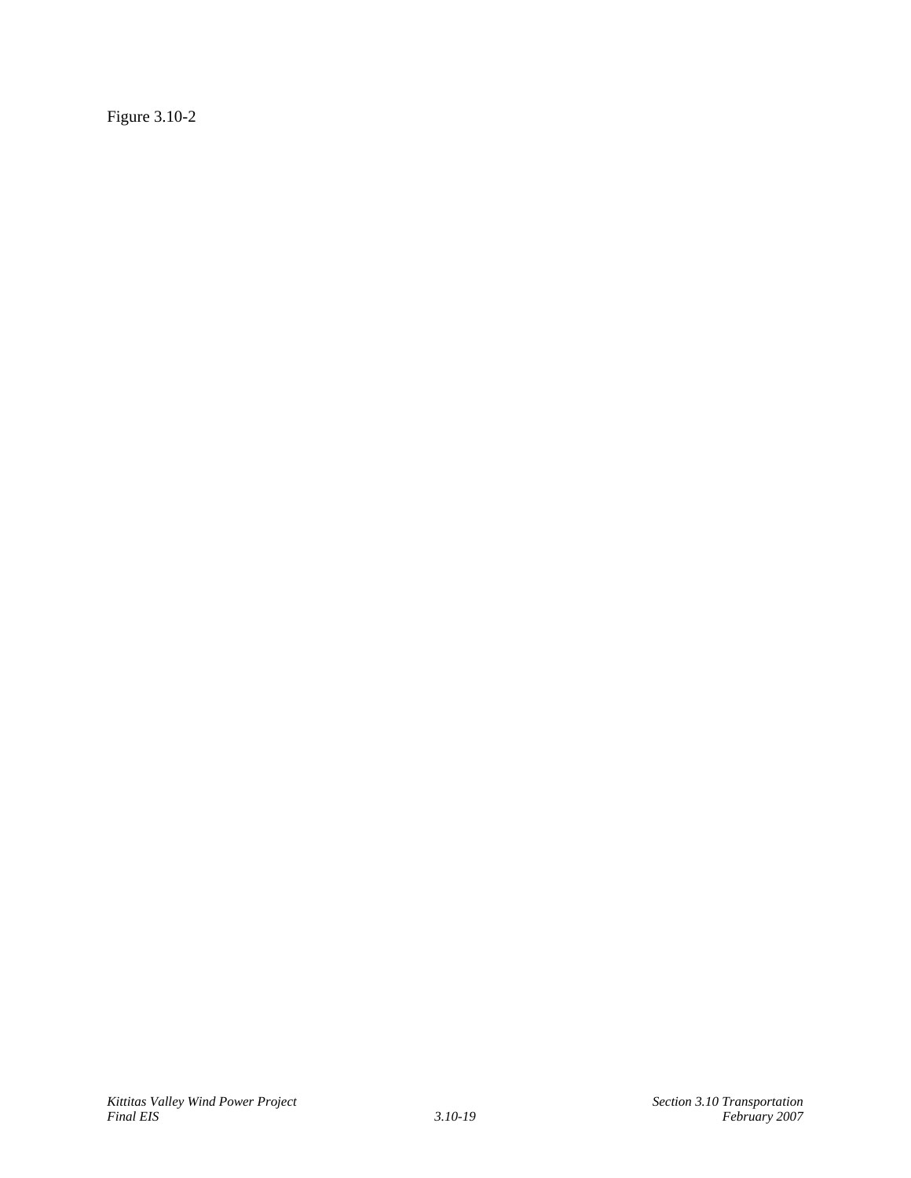Figure 3.10-2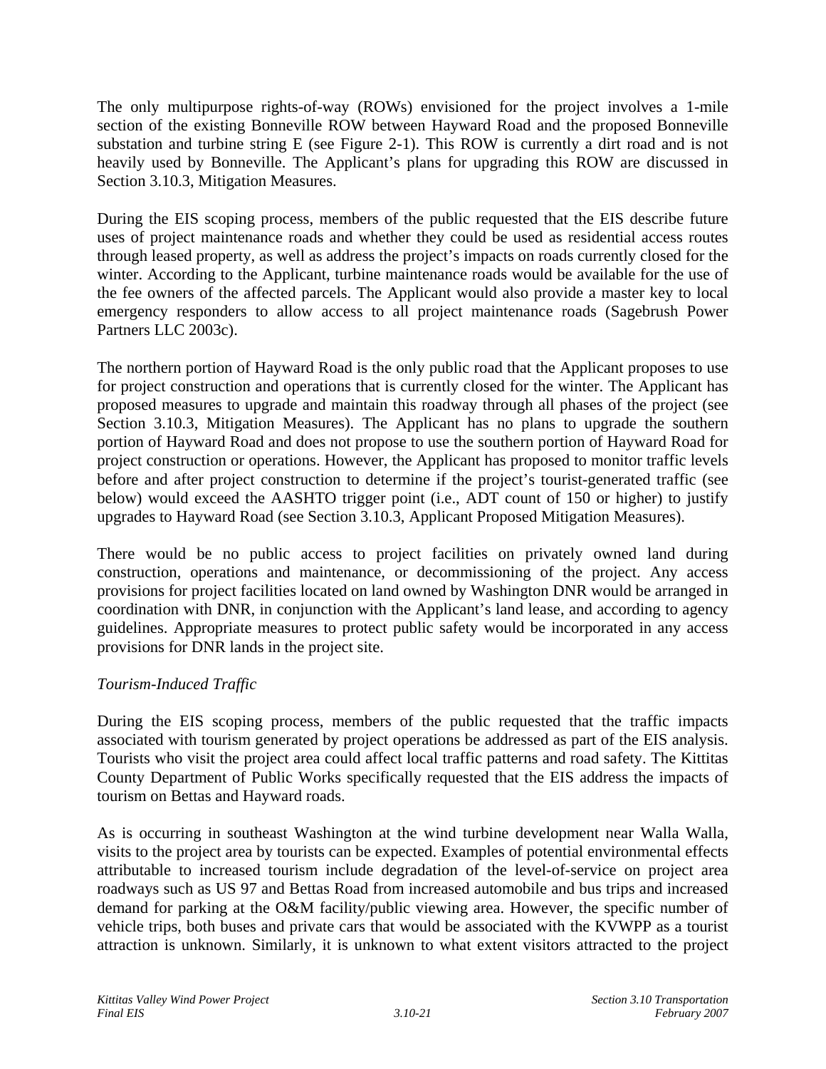The only multipurpose rights-of-way (ROWs) envisioned for the project involves a 1-mile section of the existing Bonneville ROW between Hayward Road and the proposed Bonneville substation and turbine string E (see Figure 2-1). This ROW is currently a dirt road and is not heavily used by Bonneville. The Applicant's plans for upgrading this ROW are discussed in Section 3.10.3, Mitigation Measures.

During the EIS scoping process, members of the public requested that the EIS describe future uses of project maintenance roads and whether they could be used as residential access routes through leased property, as well as address the project's impacts on roads currently closed for the winter. According to the Applicant, turbine maintenance roads would be available for the use of the fee owners of the affected parcels. The Applicant would also provide a master key to local emergency responders to allow access to all project maintenance roads (Sagebrush Power Partners LLC 2003c).

The northern portion of Hayward Road is the only public road that the Applicant proposes to use for project construction and operations that is currently closed for the winter. The Applicant has proposed measures to upgrade and maintain this roadway through all phases of the project (see Section 3.10.3, Mitigation Measures). The Applicant has no plans to upgrade the southern portion of Hayward Road and does not propose to use the southern portion of Hayward Road for project construction or operations. However, the Applicant has proposed to monitor traffic levels before and after project construction to determine if the project's tourist-generated traffic (see below) would exceed the AASHTO trigger point (i.e., ADT count of 150 or higher) to justify upgrades to Hayward Road (see Section 3.10.3, Applicant Proposed Mitigation Measures).

There would be no public access to project facilities on privately owned land during construction, operations and maintenance, or decommissioning of the project. Any access provisions for project facilities located on land owned by Washington DNR would be arranged in coordination with DNR, in conjunction with the Applicant's land lease, and according to agency guidelines. Appropriate measures to protect public safety would be incorporated in any access provisions for DNR lands in the project site.

*Tourism-Induced Traffic*

During the EIS scoping process, members of the public requested that the traffic impacts associated with tourism generated by project operations be addressed as part of the EIS analysis. Tourists who visit the project area could affect local traffic patterns and road safety. The Kittitas County Department of Public Works specifically requested that the EIS address the impacts of tourism on Bettas and Hayward roads.

As is occurring in southeast Washington at the wind turbine development near Walla Walla, visits to the project area by tourists can be expected. Examples of potential environmental effects attributable to increased tourism include degradation of the level-of-service on project area roadways such as US 97 and Bettas Road from increased automobile and bus trips and increased demand for parking at the O&M facility/public viewing area. However, the specific number of vehicle trips, both buses and private cars that would be associated with the KVWPP as a tourist attraction is unknown. Similarly, it is unknown to what extent visitors attracted to the project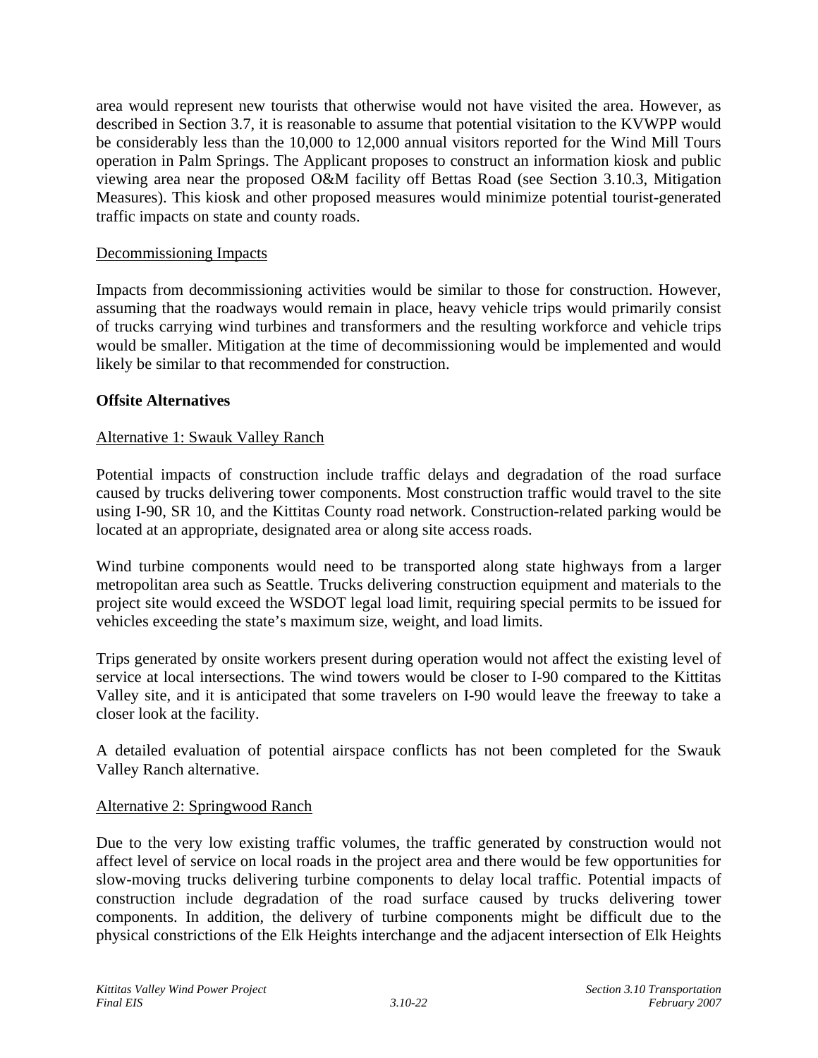area would represent new tourists that otherwise would not have visited the area. However, as described in Section 3.7, it is reasonable to assume that potential visitation to the KVWPP would be considerably less than the 10,000 to 12,000 annual visitors reported for the Wind Mill Tours operation in Palm Springs. The Applicant proposes to construct an information kiosk and public viewing area near the proposed O&M facility off Bettas Road (see Section 3.10.3, Mitigation Measures). This kiosk and other proposed measures would minimize potential tourist-generated traffic impacts on state and county roads.

Decommissioning Impacts

Impacts from decommissioning activities would be similar to those for construction. However, assuming that the roadways would remain in place, heavy vehicle trips would primarily consist of trucks carrying wind turbines and transformers and the resulting workforce and vehicle trips would be smaller. Mitigation at the time of decommissioning would be implemented and would likely be similar to that recommended for construction.

**Offsite Alternatives**

Alternative 1: Swauk Valley Ranch

Potential impacts of construction include traffic delays and degradation of the road surface caused by trucks delivering tower components. Most construction traffic would travel to the site using I-90, SR 10, and the Kittitas County road network. Construction-related parking would be located at an appropriate, designated area or along site access roads.

Wind turbine components would need to be transported along state highways from a larger metropolitan area such as Seattle. Trucks delivering construction equipment and materials to the project site would exceed the WSDOT legal load limit, requiring special permits to be issued for vehicles exceeding the state's maximum size, weight, and load limits.

Trips generated by onsite workers present during operation would not affect the existing level of service at local intersections. The wind towers would be closer to I-90 compared to the Kittitas Valley site, and it is anticipated that some travelers on I-90 would leave the freeway to take a closer look at the facility.

A detailed evaluation of potential airspace conflicts has not been completed for the Swauk Valley Ranch alternative.

Alternative 2: Springwood Ranch

Due to the very low existing traffic volumes, the traffic generated by construction would not affect level of service on local roads in the project area and there would be few opportunities for slow-moving trucks delivering turbine components to delay local traffic. Potential impacts of construction include degradation of the road surface caused by trucks delivering tower components. In addition, the delivery of turbine components might be difficult due to the physical constrictions of the Elk Heights interchange and the adjacent intersection of Elk Heights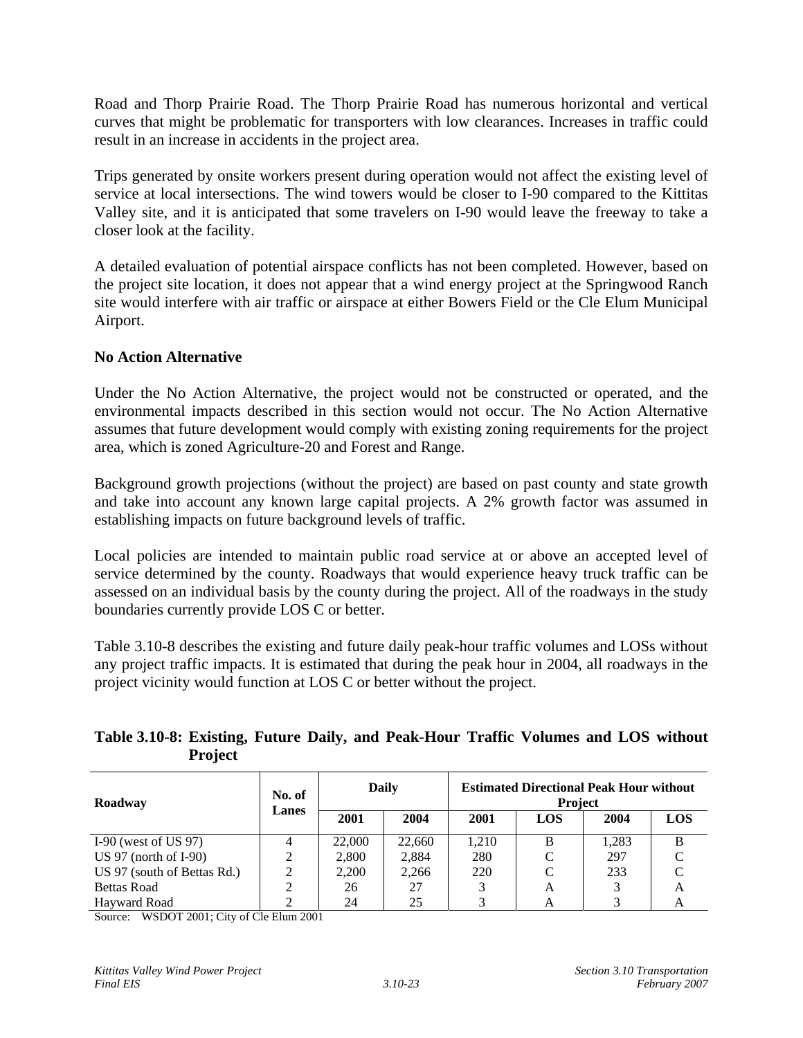Road and Thorp Prairie Road. The Thorp Prairie Road has numerous horizontal and vertical curves that might be problematic for transporters with low clearances. Increases in traffic could result in an increase in accidents in the project area.

Trips generated by onsite workers present during operation would not affect the existing level of service at local intersections. The wind towers would be closer to I-90 compared to the Kittitas Valley site, and it is anticipated that some travelers on I-90 would leave the freeway to take a closer look at the facility.

A detailed evaluation of potential airspace conflicts has not been completed. However, based on the project site location, it does not appear that a wind energy project at the Springwood Ranch site would interfere with air traffic or airspace at either Bowers Field or the Cle Elum Municipal Airport.

### No Action Alternative

Under the No Action Alternative, the project would not be constructed or operated, and the environmental impacts described in this section would not occur. The No Action Alternative assumes that future development would comply with existing zoning requirements for the project area, which is zoned Agriculture-20 and Forest and Range.

Background growth projections (without the project) are based on past county and state growth and take into account any known large capital projects. A 2% growth factor was assumed in establishing impacts on future background levels of traffic.

Local policies are intended to maintain public road service at or above an accepted level of service determined by the county. Roadways that would experience heavy truck traffic can be assessed on an individual basis by the county during the project. All of the roadways in the study boundaries currently provide LOS C or better.

Table 3.10-8 describes the existing and future daily peak-hour traffic volumes and LOSs without any project traffic impacts. It is estimated that during the peak hour in 2004, all roadways in the project vicinity would function at LOS C or better without the project.

**Table 3.10-8: Existing, Future Daily, and Peak-Hour Traffic Volumes and LOS without Project**

| Roadway | No. of Lanes | Daily | | Estimated Directional Peak Hour without Project | | | |
|---|---|---|---|---|---|---|---|
| | | 2001 | 2004 | 2001 | LOS | 2004 | LOS |
| I-90 (west of US 97) | 4 | 22,000 | 22,660 | 1,210 | B | 1,283 | B |
| US 97 (north of I-90) | 2 | 2,800 | 2,884 | 280 | C | 297 | C |
| US 97 (south of Bettas Rd.) | 2 | 2,200 | 2,266 | 220 | C | 233 | C |
| Bettas Road | 2 | 26 | 27 | 3 | A | 3 | A |
| Hayward Road | 2 | 24 | 25 | 3 | A | 3 | A |

Source: WSDOT 2001; City of Cle Elum 2001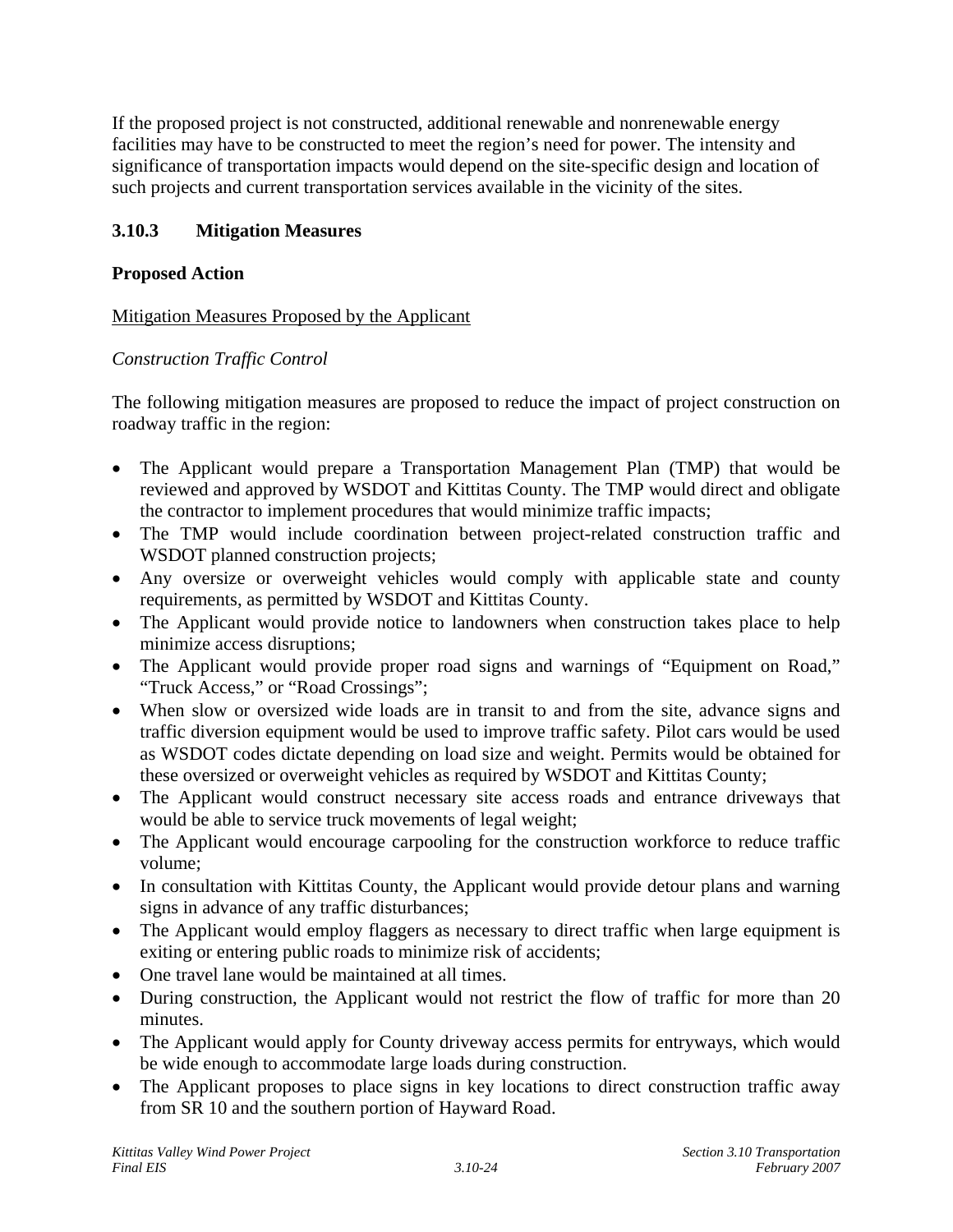If the proposed project is not constructed, additional renewable and nonrenewable energy facilities may have to be constructed to meet the region's need for power. The intensity and significance of transportation impacts would depend on the site-specific design and location of such projects and current transportation services available in the vicinity of the sites.

### 3.10.3 Mitigation Measures

**Proposed Action**

Mitigation Measures Proposed by the Applicant

*Construction Traffic Control*

The following mitigation measures are proposed to reduce the impact of project construction on roadway traffic in the region:

- The Applicant would prepare a Transportation Management Plan (TMP) that would be reviewed and approved by WSDOT and Kittitas County. The TMP would direct and obligate the contractor to implement procedures that would minimize traffic impacts;
- The TMP would include coordination between project-related construction traffic and WSDOT planned construction projects;
- Any oversize or overweight vehicles would comply with applicable state and county requirements, as permitted by WSDOT and Kittitas County.
- The Applicant would provide notice to landowners when construction takes place to help minimize access disruptions;
- The Applicant would provide proper road signs and warnings of "Equipment on Road," "Truck Access," or "Road Crossings";
- When slow or oversized wide loads are in transit to and from the site, advance signs and traffic diversion equipment would be used to improve traffic safety. Pilot cars would be used as WSDOT codes dictate depending on load size and weight. Permits would be obtained for these oversized or overweight vehicles as required by WSDOT and Kittitas County;
- The Applicant would construct necessary site access roads and entrance driveways that would be able to service truck movements of legal weight;
- The Applicant would encourage carpooling for the construction workforce to reduce traffic volume;
- In consultation with Kittitas County, the Applicant would provide detour plans and warning signs in advance of any traffic disturbances;
- The Applicant would employ flaggers as necessary to direct traffic when large equipment is exiting or entering public roads to minimize risk of accidents;
- One travel lane would be maintained at all times.
- During construction, the Applicant would not restrict the flow of traffic for more than 20 minutes.
- The Applicant would apply for County driveway access permits for entryways, which would be wide enough to accommodate large loads during construction.
- The Applicant proposes to place signs in key locations to direct construction traffic away from SR 10 and the southern portion of Hayward Road.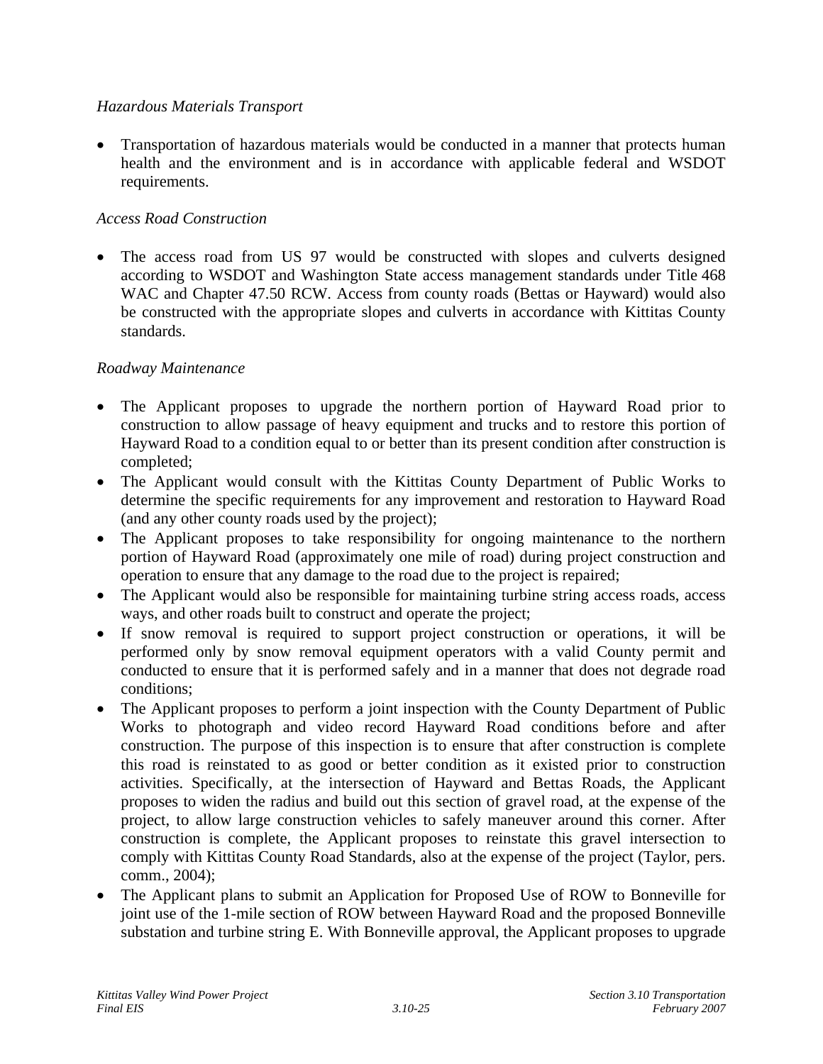*Hazardous Materials Transport*

- Transportation of hazardous materials would be conducted in a manner that protects human health and the environment and is in accordance with applicable federal and WSDOT requirements.

*Access Road Construction*

- The access road from US 97 would be constructed with slopes and culverts designed according to WSDOT and Washington State access management standards under Title 468 WAC and Chapter 47.50 RCW. Access from county roads (Bettas or Hayward) would also be constructed with the appropriate slopes and culverts in accordance with Kittitas County standards.

*Roadway Maintenance*

- The Applicant proposes to upgrade the northern portion of Hayward Road prior to construction to allow passage of heavy equipment and trucks and to restore this portion of Hayward Road to a condition equal to or better than its present condition after construction is completed;
- The Applicant would consult with the Kittitas County Department of Public Works to determine the specific requirements for any improvement and restoration to Hayward Road (and any other county roads used by the project);
- The Applicant proposes to take responsibility for ongoing maintenance to the northern portion of Hayward Road (approximately one mile of road) during project construction and operation to ensure that any damage to the road due to the project is repaired;
- The Applicant would also be responsible for maintaining turbine string access roads, access ways, and other roads built to construct and operate the project;
- If snow removal is required to support project construction or operations, it will be performed only by snow removal equipment operators with a valid County permit and conducted to ensure that it is performed safely and in a manner that does not degrade road conditions;
- The Applicant proposes to perform a joint inspection with the County Department of Public Works to photograph and video record Hayward Road conditions before and after construction. The purpose of this inspection is to ensure that after construction is complete this road is reinstated to as good or better condition as it existed prior to construction activities. Specifically, at the intersection of Hayward and Bettas Roads, the Applicant proposes to widen the radius and build out this section of gravel road, at the expense of the project, to allow large construction vehicles to safely maneuver around this corner. After construction is complete, the Applicant proposes to reinstate this gravel intersection to comply with Kittitas County Road Standards, also at the expense of the project (Taylor, pers. comm., 2004);
- The Applicant plans to submit an Application for Proposed Use of ROW to Bonneville for joint use of the 1-mile section of ROW between Hayward Road and the proposed Bonneville substation and turbine string E. With Bonneville approval, the Applicant proposes to upgrade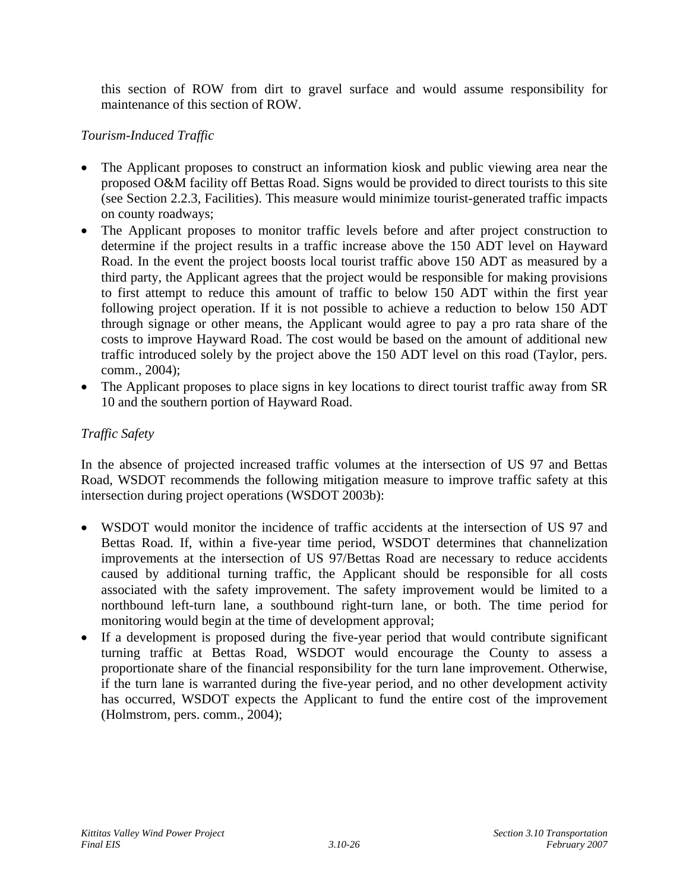this section of ROW from dirt to gravel surface and would assume responsibility for maintenance of this section of ROW.

*Tourism-Induced Traffic*

- The Applicant proposes to construct an information kiosk and public viewing area near the proposed O&M facility off Bettas Road. Signs would be provided to direct tourists to this site (see Section 2.2.3, Facilities). This measure would minimize tourist-generated traffic impacts on county roadways;
- The Applicant proposes to monitor traffic levels before and after project construction to determine if the project results in a traffic increase above the 150 ADT level on Hayward Road. In the event the project boosts local tourist traffic above 150 ADT as measured by a third party, the Applicant agrees that the project would be responsible for making provisions to first attempt to reduce this amount of traffic to below 150 ADT within the first year following project operation. If it is not possible to achieve a reduction to below 150 ADT through signage or other means, the Applicant would agree to pay a pro rata share of the costs to improve Hayward Road. The cost would be based on the amount of additional new traffic introduced solely by the project above the 150 ADT level on this road (Taylor, pers. comm., 2004);
- The Applicant proposes to place signs in key locations to direct tourist traffic away from SR 10 and the southern portion of Hayward Road.

*Traffic Safety*

In the absence of projected increased traffic volumes at the intersection of US 97 and Bettas Road, WSDOT recommends the following mitigation measure to improve traffic safety at this intersection during project operations (WSDOT 2003b):

- WSDOT would monitor the incidence of traffic accidents at the intersection of US 97 and Bettas Road. If, within a five-year time period, WSDOT determines that channelization improvements at the intersection of US 97/Bettas Road are necessary to reduce accidents caused by additional turning traffic, the Applicant should be responsible for all costs associated with the safety improvement. The safety improvement would be limited to a northbound left-turn lane, a southbound right-turn lane, or both. The time period for monitoring would begin at the time of development approval;
- If a development is proposed during the five-year period that would contribute significant turning traffic at Bettas Road, WSDOT would encourage the County to assess a proportionate share of the financial responsibility for the turn lane improvement. Otherwise, if the turn lane is warranted during the five-year period, and no other development activity has occurred, WSDOT expects the Applicant to fund the entire cost of the improvement (Holmstrom, pers. comm., 2004);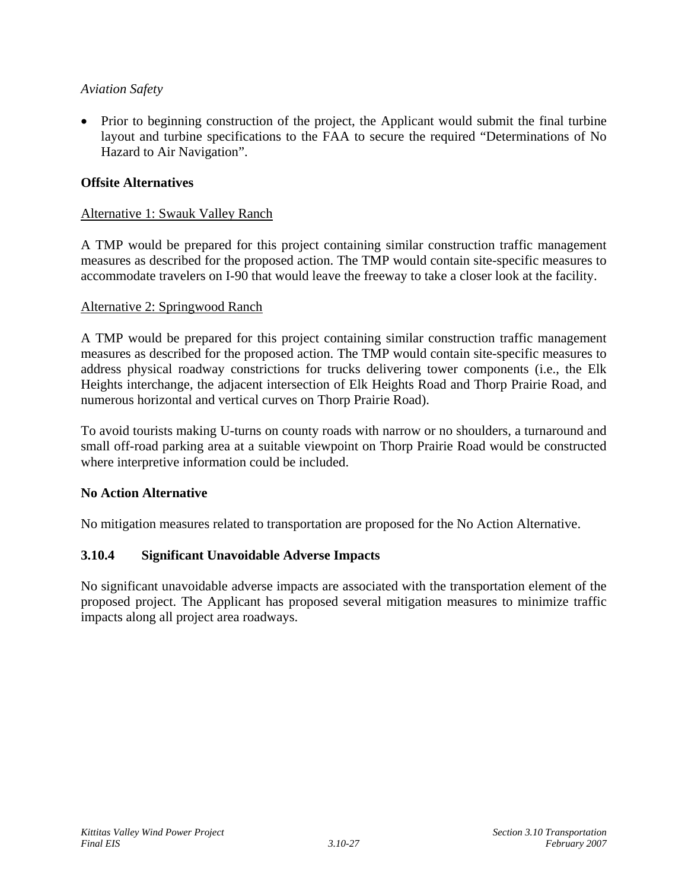*Aviation Safety*

- Prior to beginning construction of the project, the Applicant would submit the final turbine layout and turbine specifications to the FAA to secure the required "Determinations of No Hazard to Air Navigation".

**Offsite Alternatives**

<u>Alternative 1: Swauk Valley Ranch</u>

A TMP would be prepared for this project containing similar construction traffic management measures as described for the proposed action. The TMP would contain site-specific measures to accommodate travelers on I-90 that would leave the freeway to take a closer look at the facility.

<u>Alternative 2: Springwood Ranch</u>

A TMP would be prepared for this project containing similar construction traffic management measures as described for the proposed action. The TMP would contain site-specific measures to address physical roadway constrictions for trucks delivering tower components (i.e., the Elk Heights interchange, the adjacent intersection of Elk Heights Road and Thorp Prairie Road, and numerous horizontal and vertical curves on Thorp Prairie Road).

To avoid tourists making U-turns on county roads with narrow or no shoulders, a turnaround and small off-road parking area at a suitable viewpoint on Thorp Prairie Road would be constructed where interpretive information could be included.

**No Action Alternative**

No mitigation measures related to transportation are proposed for the No Action Alternative.

### 3.10.4 Significant Unavoidable Adverse Impacts

No significant unavoidable adverse impacts are associated with the transportation element of the proposed project. The Applicant has proposed several mitigation measures to minimize traffic impacts along all project area roadways.